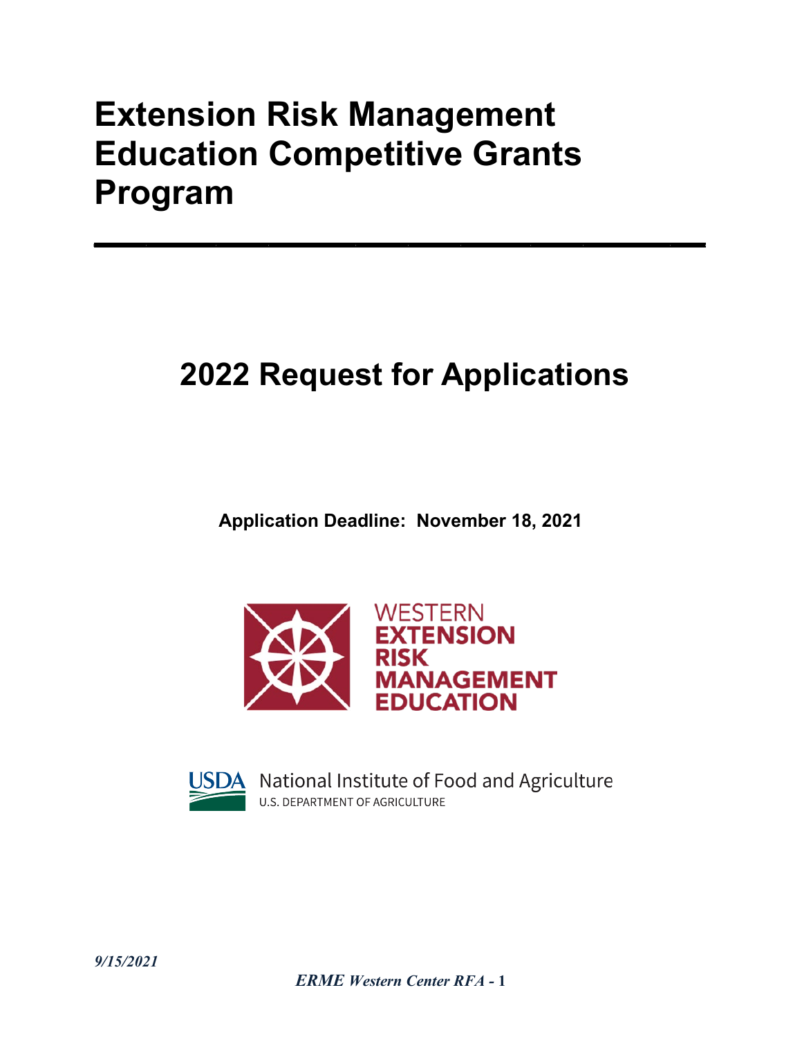# Extension Risk Management Education Competitive Grants Program

## 2022 Request for Applications

**Application Deadline: November 18, 2021**

WESTERN
**EXTENSION**
**RISK**
**MANAGEMENT**
**EDUCATION**

USDA National Institute of Food and Agriculture
U.S. DEPARTMENT OF AGRICULTURE

*9/15/2021*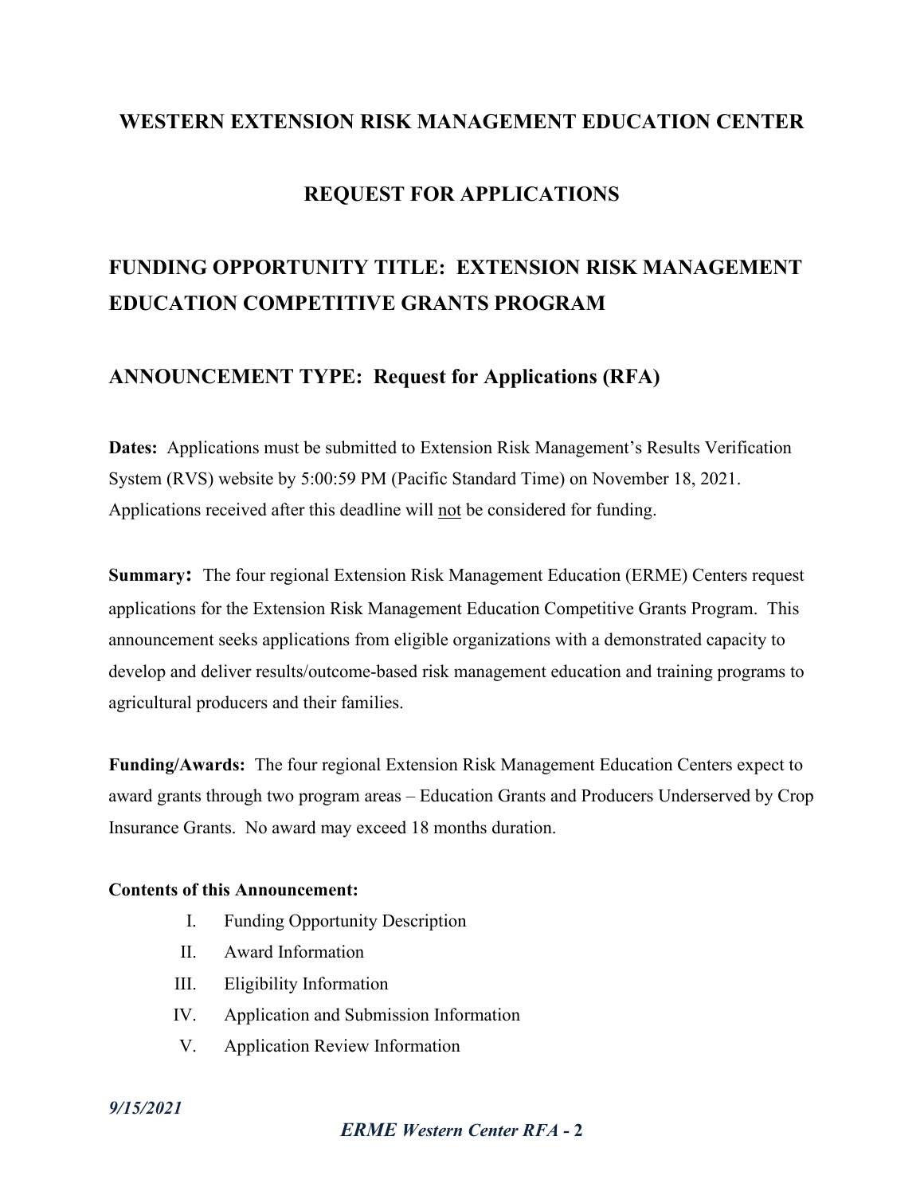# WESTERN EXTENSION RISK MANAGEMENT EDUCATION CENTER

# REQUEST FOR APPLICATIONS

## FUNDING OPPORTUNITY TITLE: EXTENSION RISK MANAGEMENT EDUCATION COMPETITIVE GRANTS PROGRAM

## ANNOUNCEMENT TYPE: Request for Applications (RFA)

**Dates:** Applications must be submitted to Extension Risk Management's Results Verification System (RVS) website by 5:00:59 PM (Pacific Standard Time) on November 18, 2021. Applications received after this deadline will not be considered for funding.

**Summary:** The four regional Extension Risk Management Education (ERME) Centers request applications for the Extension Risk Management Education Competitive Grants Program. This announcement seeks applications from eligible organizations with a demonstrated capacity to develop and deliver results/outcome-based risk management education and training programs to agricultural producers and their families.

**Funding/Awards:** The four regional Extension Risk Management Education Centers expect to award grants through two program areas – Education Grants and Producers Underserved by Crop Insurance Grants. No award may exceed 18 months duration.

**Contents of this Announcement:**

I. Funding Opportunity Description
II. Award Information
III. Eligibility Information
IV. Application and Submission Information
V. Application Review Information

*9/15/2021*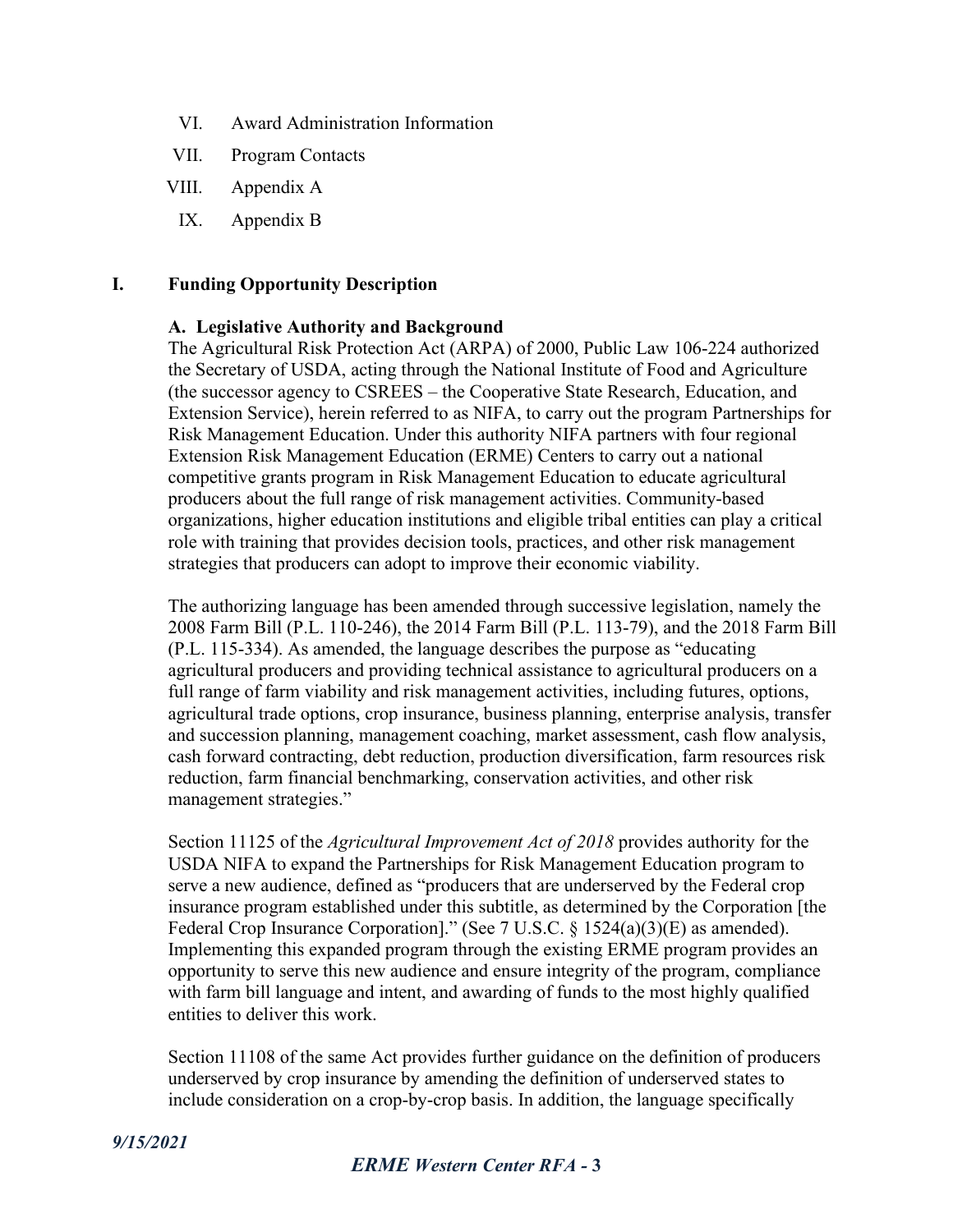VI. Award Administration Information

VII. Program Contacts

VIII. Appendix A

IX. Appendix B

## I. Funding Opportunity Description

### A. Legislative Authority and Background

The Agricultural Risk Protection Act (ARPA) of 2000, Public Law 106-224 authorized the Secretary of USDA, acting through the National Institute of Food and Agriculture (the successor agency to CSREES – the Cooperative State Research, Education, and Extension Service), herein referred to as NIFA, to carry out the program Partnerships for Risk Management Education. Under this authority NIFA partners with four regional Extension Risk Management Education (ERME) Centers to carry out a national competitive grants program in Risk Management Education to educate agricultural producers about the full range of risk management activities. Community-based organizations, higher education institutions and eligible tribal entities can play a critical role with training that provides decision tools, practices, and other risk management strategies that producers can adopt to improve their economic viability.

The authorizing language has been amended through successive legislation, namely the 2008 Farm Bill (P.L. 110-246), the 2014 Farm Bill (P.L. 113-79), and the 2018 Farm Bill (P.L. 115-334). As amended, the language describes the purpose as "educating agricultural producers and providing technical assistance to agricultural producers on a full range of farm viability and risk management activities, including futures, options, agricultural trade options, crop insurance, business planning, enterprise analysis, transfer and succession planning, management coaching, market assessment, cash flow analysis, cash forward contracting, debt reduction, production diversification, farm resources risk reduction, farm financial benchmarking, conservation activities, and other risk management strategies."

Section 11125 of the *Agricultural Improvement Act of 2018* provides authority for the USDA NIFA to expand the Partnerships for Risk Management Education program to serve a new audience, defined as "producers that are underserved by the Federal crop insurance program established under this subtitle, as determined by the Corporation [the Federal Crop Insurance Corporation]." (See 7 U.S.C. § 1524(a)(3)(E) as amended). Implementing this expanded program through the existing ERME program provides an opportunity to serve this new audience and ensure integrity of the program, compliance with farm bill language and intent, and awarding of funds to the most highly qualified entities to deliver this work.

Section 11108 of the same Act provides further guidance on the definition of producers underserved by crop insurance by amending the definition of underserved states to include consideration on a crop-by-crop basis. In addition, the language specifically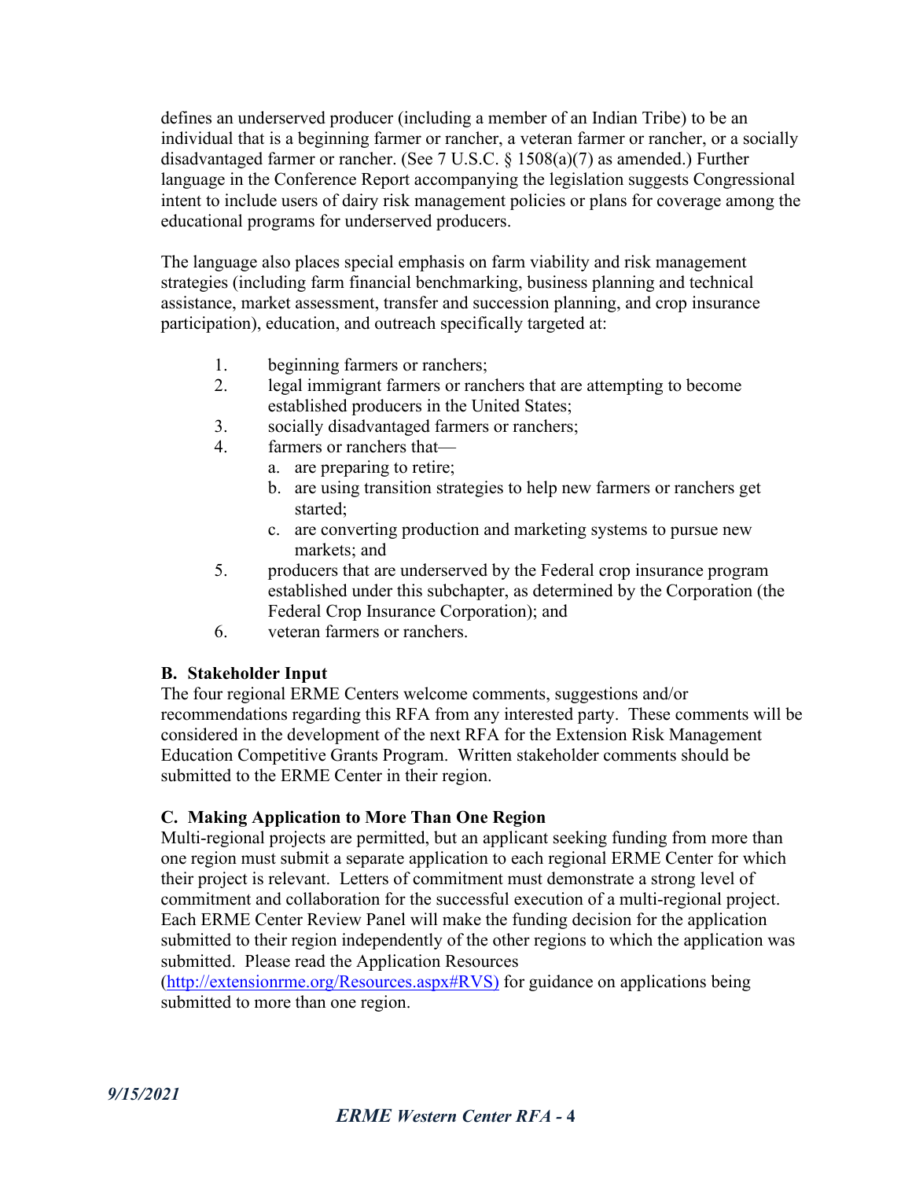defines an underserved producer (including a member of an Indian Tribe) to be an individual that is a beginning farmer or rancher, a veteran farmer or rancher, or a socially disadvantaged farmer or rancher. (See 7 U.S.C. § 1508(a)(7) as amended.) Further language in the Conference Report accompanying the legislation suggests Congressional intent to include users of dairy risk management policies or plans for coverage among the educational programs for underserved producers.

The language also places special emphasis on farm viability and risk management strategies (including farm financial benchmarking, business planning and technical assistance, market assessment, transfer and succession planning, and crop insurance participation), education, and outreach specifically targeted at:

1. beginning farmers or ranchers;
2. legal immigrant farmers or ranchers that are attempting to become established producers in the United States;
3. socially disadvantaged farmers or ranchers;
4. farmers or ranchers that—
    a. are preparing to retire;
    b. are using transition strategies to help new farmers or ranchers get started;
    c. are converting production and marketing systems to pursue new markets; and
5. producers that are underserved by the Federal crop insurance program established under this subchapter, as determined by the Corporation (the Federal Crop Insurance Corporation); and
6. veteran farmers or ranchers.

### B. Stakeholder Input

The four regional ERME Centers welcome comments, suggestions and/or recommendations regarding this RFA from any interested party. These comments will be considered in the development of the next RFA for the Extension Risk Management Education Competitive Grants Program. Written stakeholder comments should be submitted to the ERME Center in their region.

### C. Making Application to More Than One Region

Multi-regional projects are permitted, but an applicant seeking funding from more than one region must submit a separate application to each regional ERME Center for which their project is relevant. Letters of commitment must demonstrate a strong level of commitment and collaboration for the successful execution of a multi-regional project. Each ERME Center Review Panel will make the funding decision for the application submitted to their region independently of the other regions to which the application was submitted. Please read the Application Resources (http://extensionrme.org/Resources.aspx#RVS) for guidance on applications being submitted to more than one region.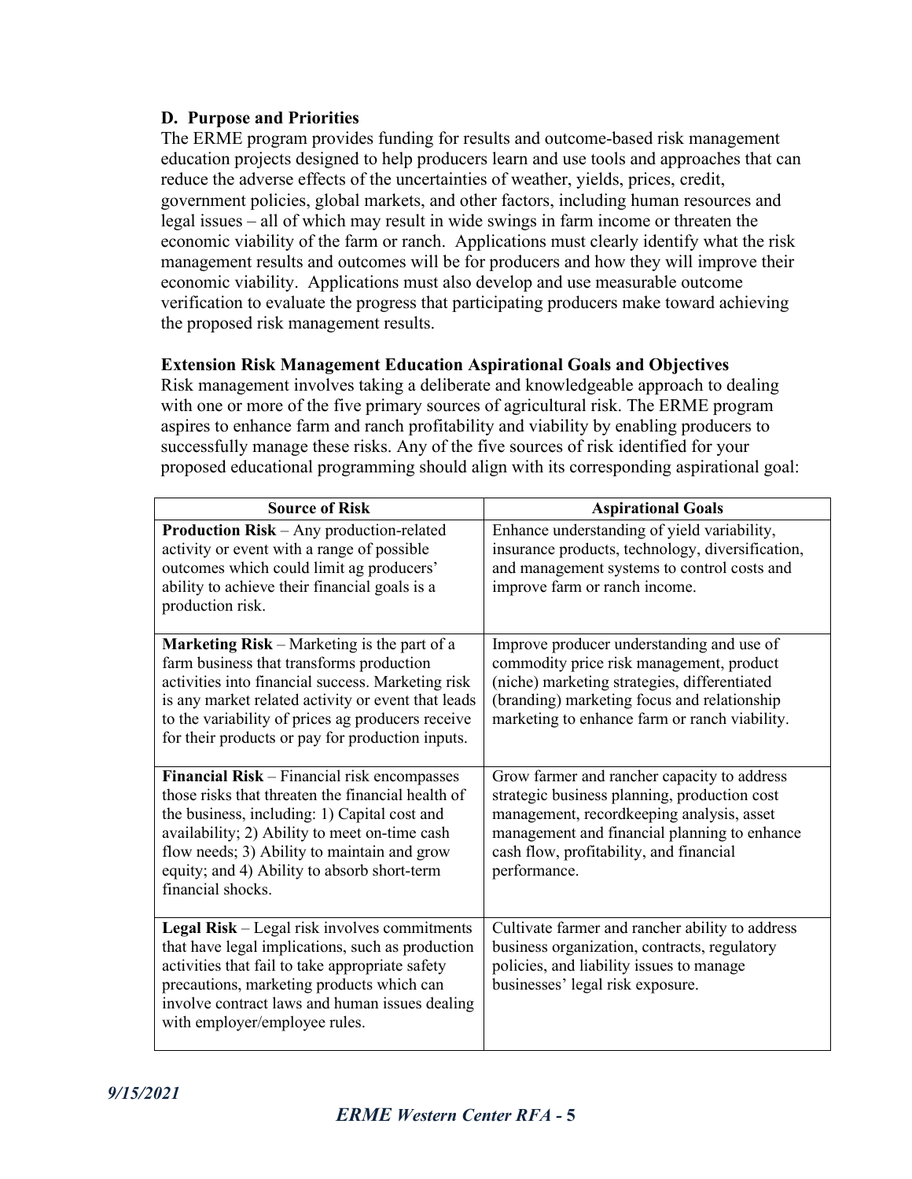### D. Purpose and Priorities

The ERME program provides funding for results and outcome-based risk management education projects designed to help producers learn and use tools and approaches that can reduce the adverse effects of the uncertainties of weather, yields, prices, credit, government policies, global markets, and other factors, including human resources and legal issues – all of which may result in wide swings in farm income or threaten the economic viability of the farm or ranch. Applications must clearly identify what the risk management results and outcomes will be for producers and how they will improve their economic viability. Applications must also develop and use measurable outcome verification to evaluate the progress that participating producers make toward achieving the proposed risk management results.

**Extension Risk Management Education Aspirational Goals and Objectives**

Risk management involves taking a deliberate and knowledgeable approach to dealing with one or more of the five primary sources of agricultural risk. The ERME program aspires to enhance farm and ranch profitability and viability by enabling producers to successfully manage these risks. Any of the five sources of risk identified for your proposed educational programming should align with its corresponding aspirational goal:

| Source of Risk | Aspirational Goals |
|---|---|
| **Production Risk** – Any production-related activity or event with a range of possible outcomes which could limit ag producers' ability to achieve their financial goals is a production risk. | Enhance understanding of yield variability, insurance products, technology, diversification, and management systems to control costs and improve farm or ranch income. |
| **Marketing Risk** – Marketing is the part of a farm business that transforms production activities into financial success. Marketing risk is any market related activity or event that leads to the variability of prices ag producers receive for their products or pay for production inputs. | Improve producer understanding and use of commodity price risk management, product (niche) marketing strategies, differentiated (branding) marketing focus and relationship marketing to enhance farm or ranch viability. |
| **Financial Risk** – Financial risk encompasses those risks that threaten the financial health of the business, including: 1) Capital cost and availability; 2) Ability to meet on-time cash flow needs; 3) Ability to maintain and grow equity; and 4) Ability to absorb short-term financial shocks. | Grow farmer and rancher capacity to address strategic business planning, production cost management, recordkeeping analysis, asset management and financial planning to enhance cash flow, profitability, and financial performance. |
| **Legal Risk** – Legal risk involves commitments that have legal implications, such as production activities that fail to take appropriate safety precautions, marketing products which can involve contract laws and human issues dealing with employer/employee rules. | Cultivate farmer and rancher ability to address business organization, contracts, regulatory policies, and liability issues to manage businesses' legal risk exposure. |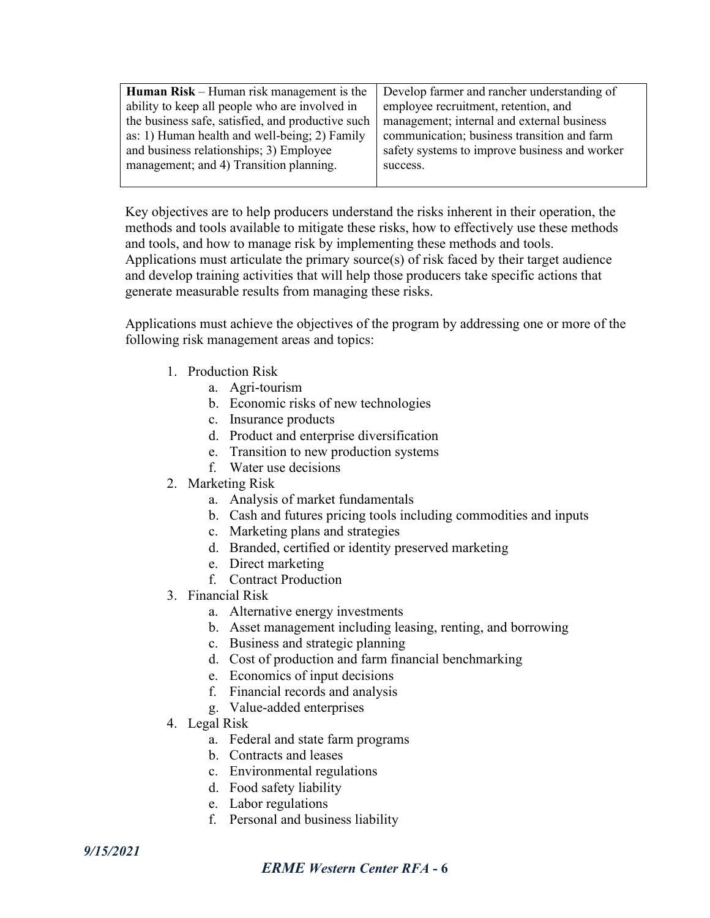| | |
|---|---|
| **Human Risk** – Human risk management is the ability to keep all people who are involved in the business safe, satisfied, and productive such as: 1) Human health and well-being; 2) Family and business relationships; 3) Employee management; and 4) Transition planning. | Develop farmer and rancher understanding of employee recruitment, retention, and management; internal and external business communication; business transition and farm safety systems to improve business and worker success. |

Key objectives are to help producers understand the risks inherent in their operation, the methods and tools available to mitigate these risks, how to effectively use these methods and tools, and how to manage risk by implementing these methods and tools. Applications must articulate the primary source(s) of risk faced by their target audience and develop training activities that will help those producers take specific actions that generate measurable results from managing these risks.

Applications must achieve the objectives of the program by addressing one or more of the following risk management areas and topics:

1. Production Risk
    a. Agri-tourism
    b. Economic risks of new technologies
    c. Insurance products
    d. Product and enterprise diversification
    e. Transition to new production systems
    f. Water use decisions
2. Marketing Risk
    a. Analysis of market fundamentals
    b. Cash and futures pricing tools including commodities and inputs
    c. Marketing plans and strategies
    d. Branded, certified or identity preserved marketing
    e. Direct marketing
    f. Contract Production
3. Financial Risk
    a. Alternative energy investments
    b. Asset management including leasing, renting, and borrowing
    c. Business and strategic planning
    d. Cost of production and farm financial benchmarking
    e. Economics of input decisions
    f. Financial records and analysis
    g. Value-added enterprises
4. Legal Risk
    a. Federal and state farm programs
    b. Contracts and leases
    c. Environmental regulations
    d. Food safety liability
    e. Labor regulations
    f. Personal and business liability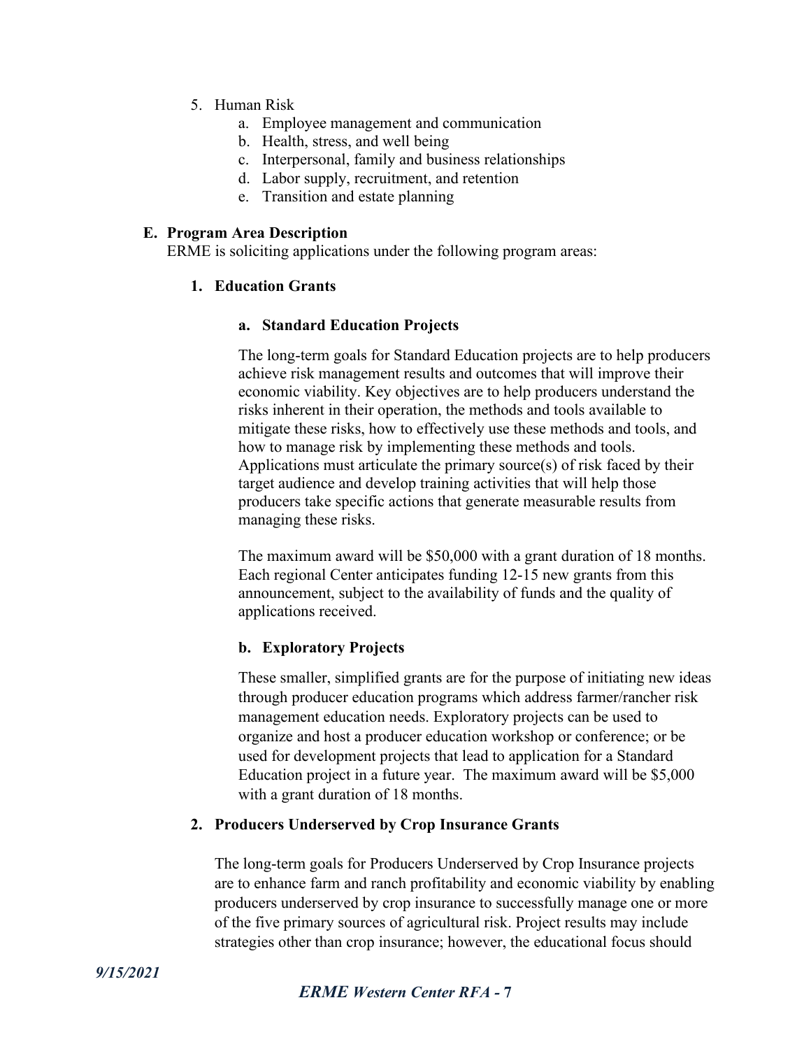5. Human Risk
    a. Employee management and communication
    b. Health, stress, and well being
    c. Interpersonal, family and business relationships
    d. Labor supply, recruitment, and retention
    e. Transition and estate planning

## E. Program Area Description

ERME is soliciting applications under the following program areas:

### 1. Education Grants

#### a. Standard Education Projects

The long-term goals for Standard Education projects are to help producers achieve risk management results and outcomes that will improve their economic viability. Key objectives are to help producers understand the risks inherent in their operation, the methods and tools available to mitigate these risks, how to effectively use these methods and tools, and how to manage risk by implementing these methods and tools. Applications must articulate the primary source(s) of risk faced by their target audience and develop training activities that will help those producers take specific actions that generate measurable results from managing these risks.

The maximum award will be $50,000 with a grant duration of 18 months. Each regional Center anticipates funding 12-15 new grants from this announcement, subject to the availability of funds and the quality of applications received.

#### b. Exploratory Projects

These smaller, simplified grants are for the purpose of initiating new ideas through producer education programs which address farmer/rancher risk management education needs. Exploratory projects can be used to organize and host a producer education workshop or conference; or be used for development projects that lead to application for a Standard Education project in a future year. The maximum award will be $5,000 with a grant duration of 18 months.

### 2. Producers Underserved by Crop Insurance Grants

The long-term goals for Producers Underserved by Crop Insurance projects are to enhance farm and ranch profitability and economic viability by enabling producers underserved by crop insurance to successfully manage one or more of the five primary sources of agricultural risk. Project results may include strategies other than crop insurance; however, the educational focus should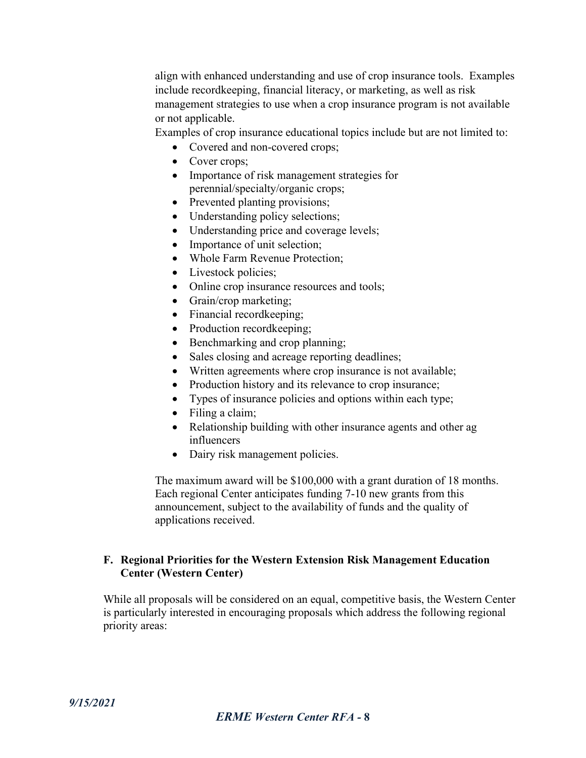align with enhanced understanding and use of crop insurance tools. Examples include recordkeeping, financial literacy, or marketing, as well as risk management strategies to use when a crop insurance program is not available or not applicable.

Examples of crop insurance educational topics include but are not limited to:

- Covered and non-covered crops;
- Cover crops;
- Importance of risk management strategies for perennial/specialty/organic crops;
- Prevented planting provisions;
- Understanding policy selections;
- Understanding price and coverage levels;
- Importance of unit selection;
- Whole Farm Revenue Protection;
- Livestock policies;
- Online crop insurance resources and tools;
- Grain/crop marketing;
- Financial recordkeeping;
- Production recordkeeping;
- Benchmarking and crop planning;
- Sales closing and acreage reporting deadlines;
- Written agreements where crop insurance is not available;
- Production history and its relevance to crop insurance;
- Types of insurance policies and options within each type;
- Filing a claim;
- Relationship building with other insurance agents and other ag influencers
- Dairy risk management policies.

The maximum award will be $100,000 with a grant duration of 18 months. Each regional Center anticipates funding 7-10 new grants from this announcement, subject to the availability of funds and the quality of applications received.

### F. Regional Priorities for the Western Extension Risk Management Education Center (Western Center)

While all proposals will be considered on an equal, competitive basis, the Western Center is particularly interested in encouraging proposals which address the following regional priority areas: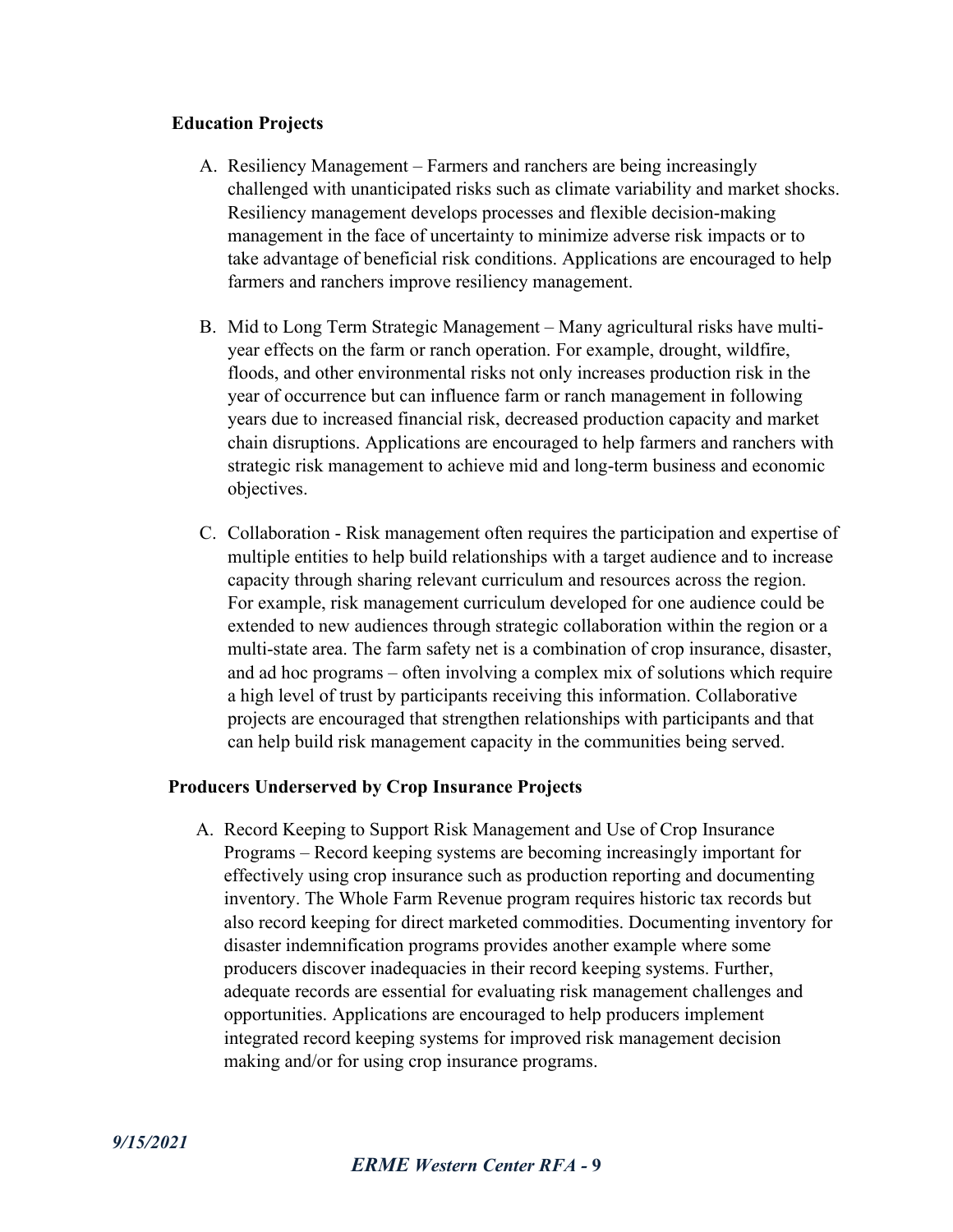**Education Projects**

A. Resiliency Management – Farmers and ranchers are being increasingly challenged with unanticipated risks such as climate variability and market shocks. Resiliency management develops processes and flexible decision-making management in the face of uncertainty to minimize adverse risk impacts or to take advantage of beneficial risk conditions. Applications are encouraged to help farmers and ranchers improve resiliency management.

B. Mid to Long Term Strategic Management – Many agricultural risks have multi-year effects on the farm or ranch operation. For example, drought, wildfire, floods, and other environmental risks not only increases production risk in the year of occurrence but can influence farm or ranch management in following years due to increased financial risk, decreased production capacity and market chain disruptions. Applications are encouraged to help farmers and ranchers with strategic risk management to achieve mid and long-term business and economic objectives.

C. Collaboration - Risk management often requires the participation and expertise of multiple entities to help build relationships with a target audience and to increase capacity through sharing relevant curriculum and resources across the region. For example, risk management curriculum developed for one audience could be extended to new audiences through strategic collaboration within the region or a multi-state area. The farm safety net is a combination of crop insurance, disaster, and ad hoc programs – often involving a complex mix of solutions which require a high level of trust by participants receiving this information. Collaborative projects are encouraged that strengthen relationships with participants and that can help build risk management capacity in the communities being served.

**Producers Underserved by Crop Insurance Projects**

A. Record Keeping to Support Risk Management and Use of Crop Insurance Programs – Record keeping systems are becoming increasingly important for effectively using crop insurance such as production reporting and documenting inventory. The Whole Farm Revenue program requires historic tax records but also record keeping for direct marketed commodities. Documenting inventory for disaster indemnification programs provides another example where some producers discover inadequacies in their record keeping systems. Further, adequate records are essential for evaluating risk management challenges and opportunities. Applications are encouraged to help producers implement integrated record keeping systems for improved risk management decision making and/or for using crop insurance programs.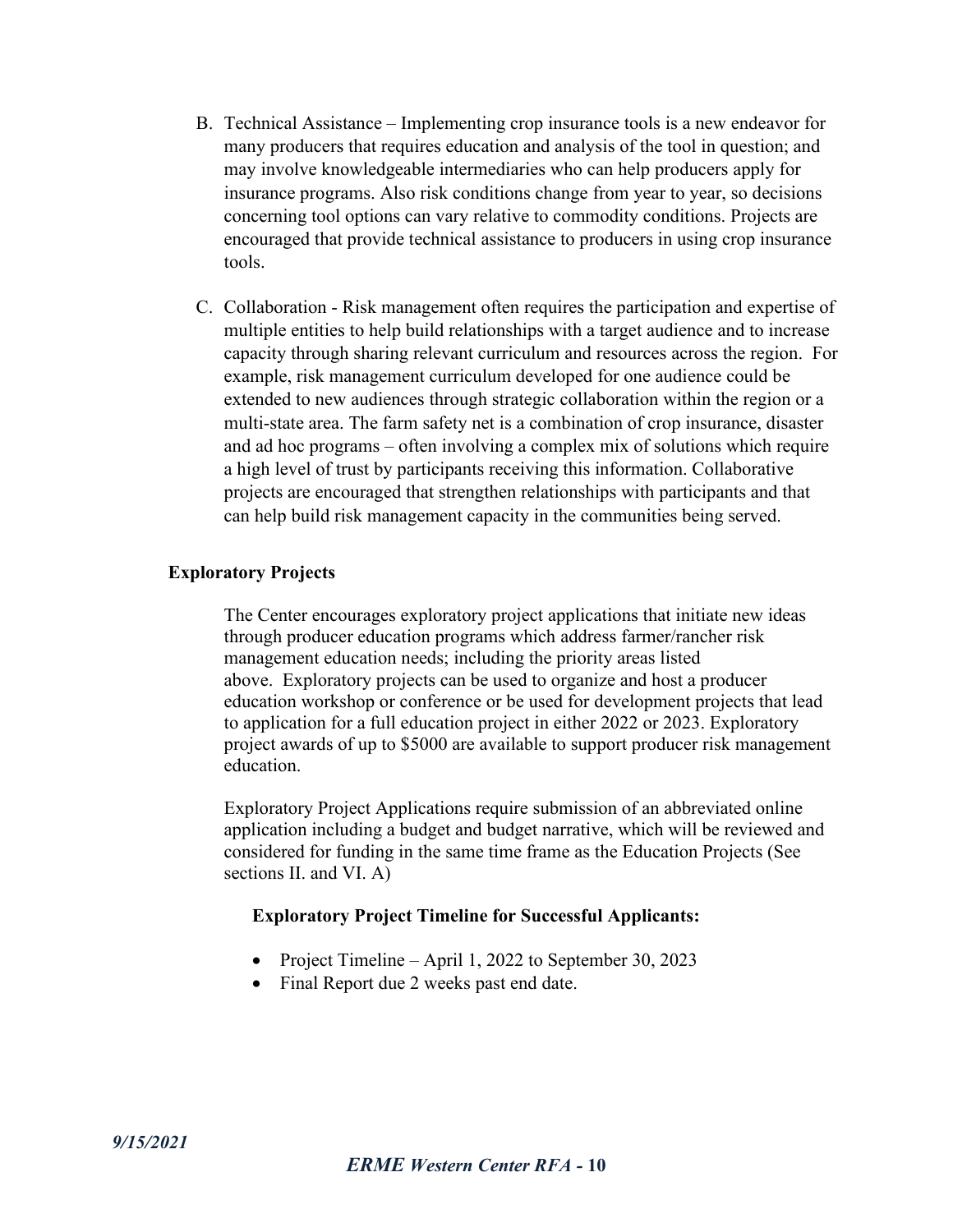B. Technical Assistance – Implementing crop insurance tools is a new endeavor for many producers that requires education and analysis of the tool in question; and may involve knowledgeable intermediaries who can help producers apply for insurance programs. Also risk conditions change from year to year, so decisions concerning tool options can vary relative to commodity conditions. Projects are encouraged that provide technical assistance to producers in using crop insurance tools.

C. Collaboration - Risk management often requires the participation and expertise of multiple entities to help build relationships with a target audience and to increase capacity through sharing relevant curriculum and resources across the region. For example, risk management curriculum developed for one audience could be extended to new audiences through strategic collaboration within the region or a multi-state area. The farm safety net is a combination of crop insurance, disaster and ad hoc programs – often involving a complex mix of solutions which require a high level of trust by participants receiving this information. Collaborative projects are encouraged that strengthen relationships with participants and that can help build risk management capacity in the communities being served.

**Exploratory Projects**

The Center encourages exploratory project applications that initiate new ideas through producer education programs which address farmer/rancher risk management education needs; including the priority areas listed above. Exploratory projects can be used to organize and host a producer education workshop or conference or be used for development projects that lead to application for a full education project in either 2022 or 2023. Exploratory project awards of up to $5000 are available to support producer risk management education.

Exploratory Project Applications require submission of an abbreviated online application including a budget and budget narrative, which will be reviewed and considered for funding in the same time frame as the Education Projects (See sections II. and VI. A)

**Exploratory Project Timeline for Successful Applicants:**

- Project Timeline – April 1, 2022 to September 30, 2023
- Final Report due 2 weeks past end date.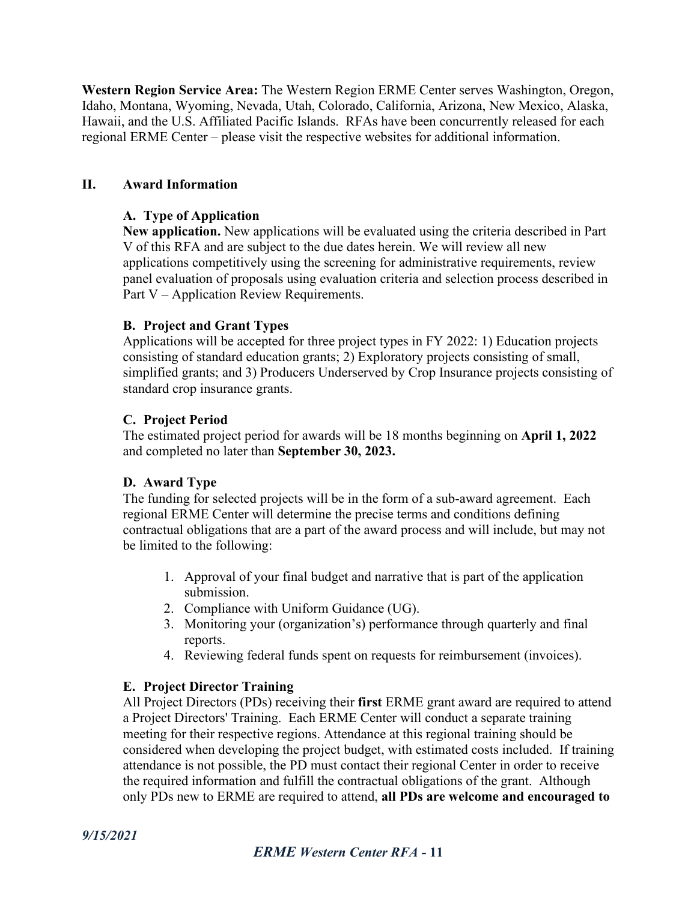**Western Region Service Area:** The Western Region ERME Center serves Washington, Oregon, Idaho, Montana, Wyoming, Nevada, Utah, Colorado, California, Arizona, New Mexico, Alaska, Hawaii, and the U.S. Affiliated Pacific Islands. RFAs have been concurrently released for each regional ERME Center – please visit the respective websites for additional information.

## II. Award Information

### A. Type of Application

**New application.** New applications will be evaluated using the criteria described in Part V of this RFA and are subject to the due dates herein. We will review all new applications competitively using the screening for administrative requirements, review panel evaluation of proposals using evaluation criteria and selection process described in Part V – Application Review Requirements.

### B. Project and Grant Types

Applications will be accepted for three project types in FY 2022: 1) Education projects consisting of standard education grants; 2) Exploratory projects consisting of small, simplified grants; and 3) Producers Underserved by Crop Insurance projects consisting of standard crop insurance grants.

### C. Project Period

The estimated project period for awards will be 18 months beginning on **April 1, 2022** and completed no later than **September 30, 2023.**

### D. Award Type

The funding for selected projects will be in the form of a sub-award agreement. Each regional ERME Center will determine the precise terms and conditions defining contractual obligations that are a part of the award process and will include, but may not be limited to the following:

1. Approval of your final budget and narrative that is part of the application submission.
2. Compliance with Uniform Guidance (UG).
3. Monitoring your (organization's) performance through quarterly and final reports.
4. Reviewing federal funds spent on requests for reimbursement (invoices).

### E. Project Director Training

All Project Directors (PDs) receiving their **first** ERME grant award are required to attend a Project Directors' Training. Each ERME Center will conduct a separate training meeting for their respective regions. Attendance at this regional training should be considered when developing the project budget, with estimated costs included. If training attendance is not possible, the PD must contact their regional Center in order to receive the required information and fulfill the contractual obligations of the grant. Although only PDs new to ERME are required to attend, **all PDs are welcome and encouraged to**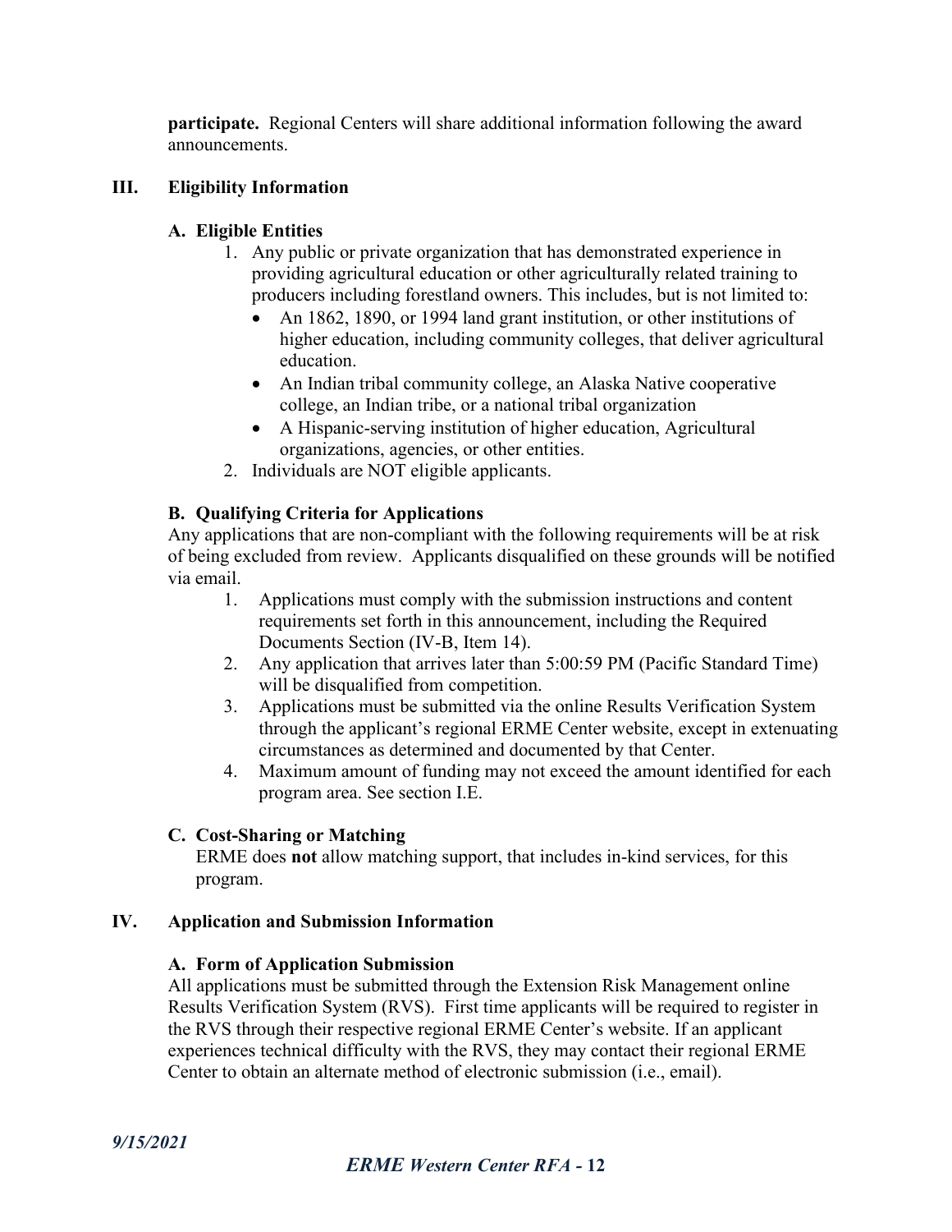**participate.** Regional Centers will share additional information following the award announcements.

## III. Eligibility Information

### A. Eligible Entities

1. Any public or private organization that has demonstrated experience in providing agricultural education or other agriculturally related training to producers including forestland owners. This includes, but is not limited to:
   - An 1862, 1890, or 1994 land grant institution, or other institutions of higher education, including community colleges, that deliver agricultural education.
   - An Indian tribal community college, an Alaska Native cooperative college, an Indian tribe, or a national tribal organization
   - A Hispanic-serving institution of higher education, Agricultural organizations, agencies, or other entities.
2. Individuals are NOT eligible applicants.

### B. Qualifying Criteria for Applications

Any applications that are non-compliant with the following requirements will be at risk of being excluded from review. Applicants disqualified on these grounds will be notified via email.

1. Applications must comply with the submission instructions and content requirements set forth in this announcement, including the Required Documents Section (IV-B, Item 14).
2. Any application that arrives later than 5:00:59 PM (Pacific Standard Time) will be disqualified from competition.
3. Applications must be submitted via the online Results Verification System through the applicant's regional ERME Center website, except in extenuating circumstances as determined and documented by that Center.
4. Maximum amount of funding may not exceed the amount identified for each program area. See section I.E.

### C. Cost-Sharing or Matching

ERME does **not** allow matching support, that includes in-kind services, for this program.

## IV. Application and Submission Information

### A. Form of Application Submission

All applications must be submitted through the Extension Risk Management online Results Verification System (RVS). First time applicants will be required to register in the RVS through their respective regional ERME Center's website. If an applicant experiences technical difficulty with the RVS, they may contact their regional ERME Center to obtain an alternate method of electronic submission (i.e., email).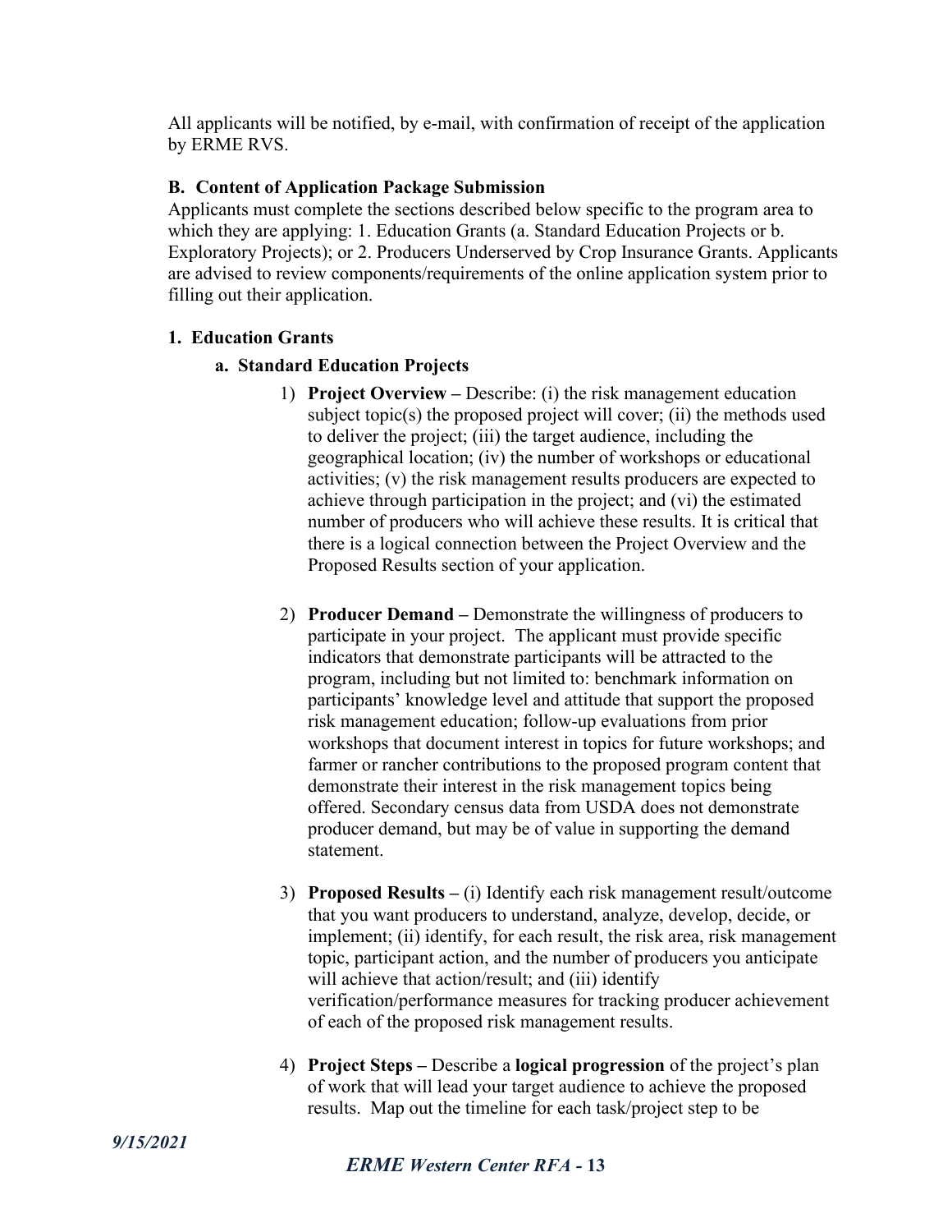All applicants will be notified, by e-mail, with confirmation of receipt of the application by ERME RVS.

### B. Content of Application Package Submission

Applicants must complete the sections described below specific to the program area to which they are applying: 1. Education Grants (a. Standard Education Projects or b. Exploratory Projects); or 2. Producers Underserved by Crop Insurance Grants. Applicants are advised to review components/requirements of the online application system prior to filling out their application.

#### 1. Education Grants

##### a. Standard Education Projects

1) **Project Overview –** Describe: (i) the risk management education subject topic(s) the proposed project will cover; (ii) the methods used to deliver the project; (iii) the target audience, including the geographical location; (iv) the number of workshops or educational activities; (v) the risk management results producers are expected to achieve through participation in the project; and (vi) the estimated number of producers who will achieve these results. It is critical that there is a logical connection between the Project Overview and the Proposed Results section of your application.

2) **Producer Demand –** Demonstrate the willingness of producers to participate in your project. The applicant must provide specific indicators that demonstrate participants will be attracted to the program, including but not limited to: benchmark information on participants' knowledge level and attitude that support the proposed risk management education; follow-up evaluations from prior workshops that document interest in topics for future workshops; and farmer or rancher contributions to the proposed program content that demonstrate their interest in the risk management topics being offered. Secondary census data from USDA does not demonstrate producer demand, but may be of value in supporting the demand statement.

3) **Proposed Results –** (i) Identify each risk management result/outcome that you want producers to understand, analyze, develop, decide, or implement; (ii) identify, for each result, the risk area, risk management topic, participant action, and the number of producers you anticipate will achieve that action/result; and (iii) identify verification/performance measures for tracking producer achievement of each of the proposed risk management results.

4) **Project Steps –** Describe a **logical progression** of the project's plan of work that will lead your target audience to achieve the proposed results. Map out the timeline for each task/project step to be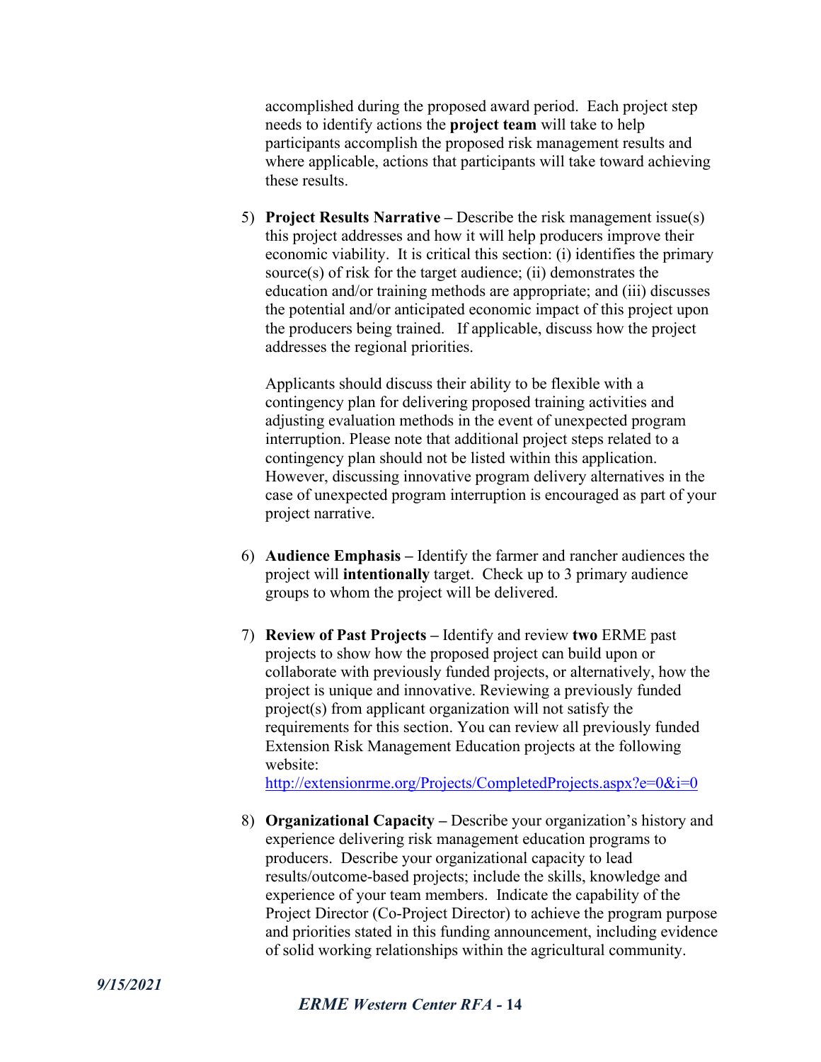accomplished during the proposed award period. Each project step needs to identify actions the **project team** will take to help participants accomplish the proposed risk management results and where applicable, actions that participants will take toward achieving these results.

5) **Project Results Narrative –** Describe the risk management issue(s) this project addresses and how it will help producers improve their economic viability. It is critical this section: (i) identifies the primary source(s) of risk for the target audience; (ii) demonstrates the education and/or training methods are appropriate; and (iii) discusses the potential and/or anticipated economic impact of this project upon the producers being trained. If applicable, discuss how the project addresses the regional priorities.

   Applicants should discuss their ability to be flexible with a contingency plan for delivering proposed training activities and adjusting evaluation methods in the event of unexpected program interruption. Please note that additional project steps related to a contingency plan should not be listed within this application. However, discussing innovative program delivery alternatives in the case of unexpected program interruption is encouraged as part of your project narrative.

6) **Audience Emphasis –** Identify the farmer and rancher audiences the project will **intentionally** target. Check up to 3 primary audience groups to whom the project will be delivered.

7) **Review of Past Projects –** Identify and review **two** ERME past projects to show how the proposed project can build upon or collaborate with previously funded projects, or alternatively, how the project is unique and innovative. Reviewing a previously funded project(s) from applicant organization will not satisfy the requirements for this section. You can review all previously funded Extension Risk Management Education projects at the following website: [http://extensionrme.org/Projects/CompletedProjects.aspx?e=0&i=0](http://extensionrme.org/Projects/CompletedProjects.aspx?e=0&i=0)

8) **Organizational Capacity –** Describe your organization's history and experience delivering risk management education programs to producers. Describe your organizational capacity to lead results/outcome-based projects; include the skills, knowledge and experience of your team members. Indicate the capability of the Project Director (Co-Project Director) to achieve the program purpose and priorities stated in this funding announcement, including evidence of solid working relationships within the agricultural community.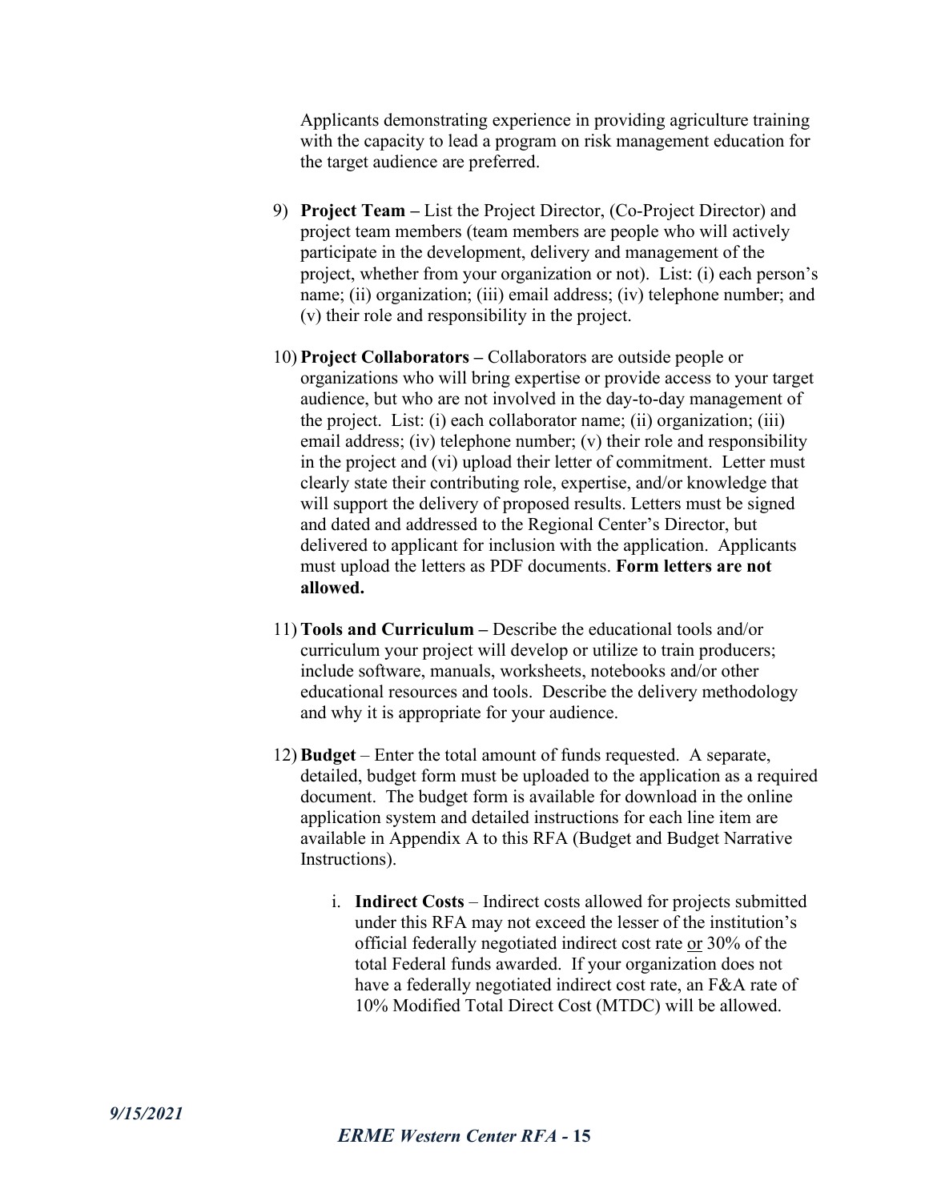Applicants demonstrating experience in providing agriculture training with the capacity to lead a program on risk management education for the target audience are preferred.

9) **Project Team –** List the Project Director, (Co-Project Director) and project team members (team members are people who will actively participate in the development, delivery and management of the project, whether from your organization or not). List: (i) each person's name; (ii) organization; (iii) email address; (iv) telephone number; and (v) their role and responsibility in the project.

10) **Project Collaborators –** Collaborators are outside people or organizations who will bring expertise or provide access to your target audience, but who are not involved in the day-to-day management of the project. List: (i) each collaborator name; (ii) organization; (iii) email address; (iv) telephone number; (v) their role and responsibility in the project and (vi) upload their letter of commitment. Letter must clearly state their contributing role, expertise, and/or knowledge that will support the delivery of proposed results. Letters must be signed and dated and addressed to the Regional Center's Director, but delivered to applicant for inclusion with the application. Applicants must upload the letters as PDF documents. **Form letters are not allowed.**

11) **Tools and Curriculum –** Describe the educational tools and/or curriculum your project will develop or utilize to train producers; include software, manuals, worksheets, notebooks and/or other educational resources and tools. Describe the delivery methodology and why it is appropriate for your audience.

12) **Budget** – Enter the total amount of funds requested. A separate, detailed, budget form must be uploaded to the application as a required document. The budget form is available for download in the online application system and detailed instructions for each line item are available in Appendix A to this RFA (Budget and Budget Narrative Instructions).

    i. **Indirect Costs** – Indirect costs allowed for projects submitted under this RFA may not exceed the lesser of the institution's official federally negotiated indirect cost rate or 30% of the total Federal funds awarded. If your organization does not have a federally negotiated indirect cost rate, an F&A rate of 10% Modified Total Direct Cost (MTDC) will be allowed.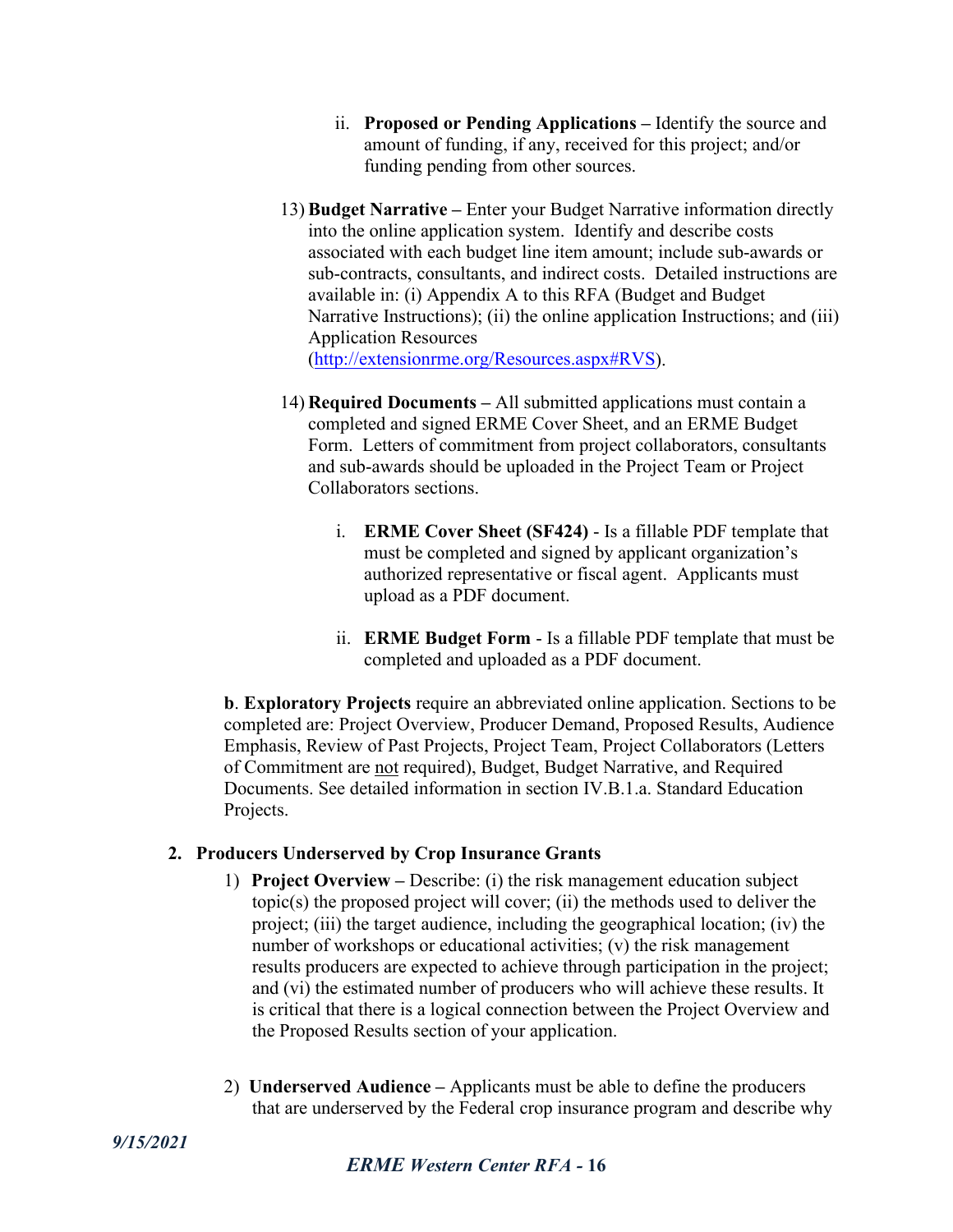ii. **Proposed or Pending Applications –** Identify the source and amount of funding, if any, received for this project; and/or funding pending from other sources.

13) **Budget Narrative –** Enter your Budget Narrative information directly into the online application system. Identify and describe costs associated with each budget line item amount; include sub-awards or sub-contracts, consultants, and indirect costs. Detailed instructions are available in: (i) Appendix A to this RFA (Budget and Budget Narrative Instructions); (ii) the online application Instructions; and (iii) Application Resources (http://extensionrme.org/Resources.aspx#RVS).

14) **Required Documents –** All submitted applications must contain a completed and signed ERME Cover Sheet, and an ERME Budget Form. Letters of commitment from project collaborators, consultants and sub-awards should be uploaded in the Project Team or Project Collaborators sections.

i. **ERME Cover Sheet (SF424)** - Is a fillable PDF template that must be completed and signed by applicant organization's authorized representative or fiscal agent. Applicants must upload as a PDF document.

ii. **ERME Budget Form** - Is a fillable PDF template that must be completed and uploaded as a PDF document.

**b**. **Exploratory Projects** require an abbreviated online application. Sections to be completed are: Project Overview, Producer Demand, Proposed Results, Audience Emphasis, Review of Past Projects, Project Team, Project Collaborators (Letters of Commitment are <u>not</u> required), Budget, Budget Narrative, and Required Documents. See detailed information in section IV.B.1.a. Standard Education Projects.

### 2. Producers Underserved by Crop Insurance Grants

1) **Project Overview –** Describe: (i) the risk management education subject topic(s) the proposed project will cover; (ii) the methods used to deliver the project; (iii) the target audience, including the geographical location; (iv) the number of workshops or educational activities; (v) the risk management results producers are expected to achieve through participation in the project; and (vi) the estimated number of producers who will achieve these results. It is critical that there is a logical connection between the Project Overview and the Proposed Results section of your application.

2) **Underserved Audience –** Applicants must be able to define the producers that are underserved by the Federal crop insurance program and describe why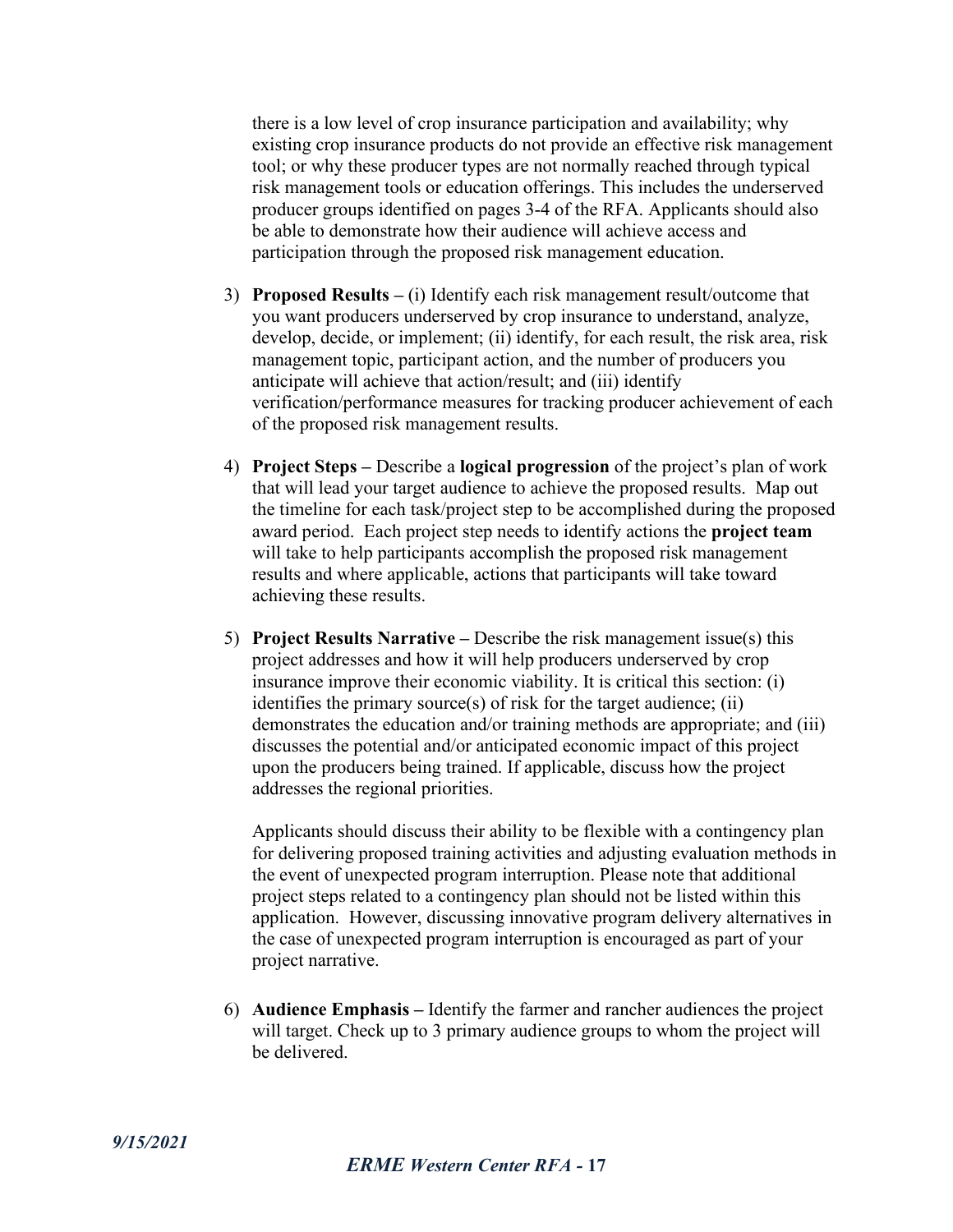there is a low level of crop insurance participation and availability; why existing crop insurance products do not provide an effective risk management tool; or why these producer types are not normally reached through typical risk management tools or education offerings. This includes the underserved producer groups identified on pages 3-4 of the RFA. Applicants should also be able to demonstrate how their audience will achieve access and participation through the proposed risk management education.

3) **Proposed Results –** (i) Identify each risk management result/outcome that you want producers underserved by crop insurance to understand, analyze, develop, decide, or implement; (ii) identify, for each result, the risk area, risk management topic, participant action, and the number of producers you anticipate will achieve that action/result; and (iii) identify verification/performance measures for tracking producer achievement of each of the proposed risk management results.

4) **Project Steps –** Describe a **logical progression** of the project's plan of work that will lead your target audience to achieve the proposed results. Map out the timeline for each task/project step to be accomplished during the proposed award period. Each project step needs to identify actions the **project team** will take to help participants accomplish the proposed risk management results and where applicable, actions that participants will take toward achieving these results.

5) **Project Results Narrative –** Describe the risk management issue(s) this project addresses and how it will help producers underserved by crop insurance improve their economic viability. It is critical this section: (i) identifies the primary source(s) of risk for the target audience; (ii) demonstrates the education and/or training methods are appropriate; and (iii) discusses the potential and/or anticipated economic impact of this project upon the producers being trained. If applicable, discuss how the project addresses the regional priorities.

   Applicants should discuss their ability to be flexible with a contingency plan for delivering proposed training activities and adjusting evaluation methods in the event of unexpected program interruption. Please note that additional project steps related to a contingency plan should not be listed within this application. However, discussing innovative program delivery alternatives in the case of unexpected program interruption is encouraged as part of your project narrative.

6) **Audience Emphasis –** Identify the farmer and rancher audiences the project will target. Check up to 3 primary audience groups to whom the project will be delivered.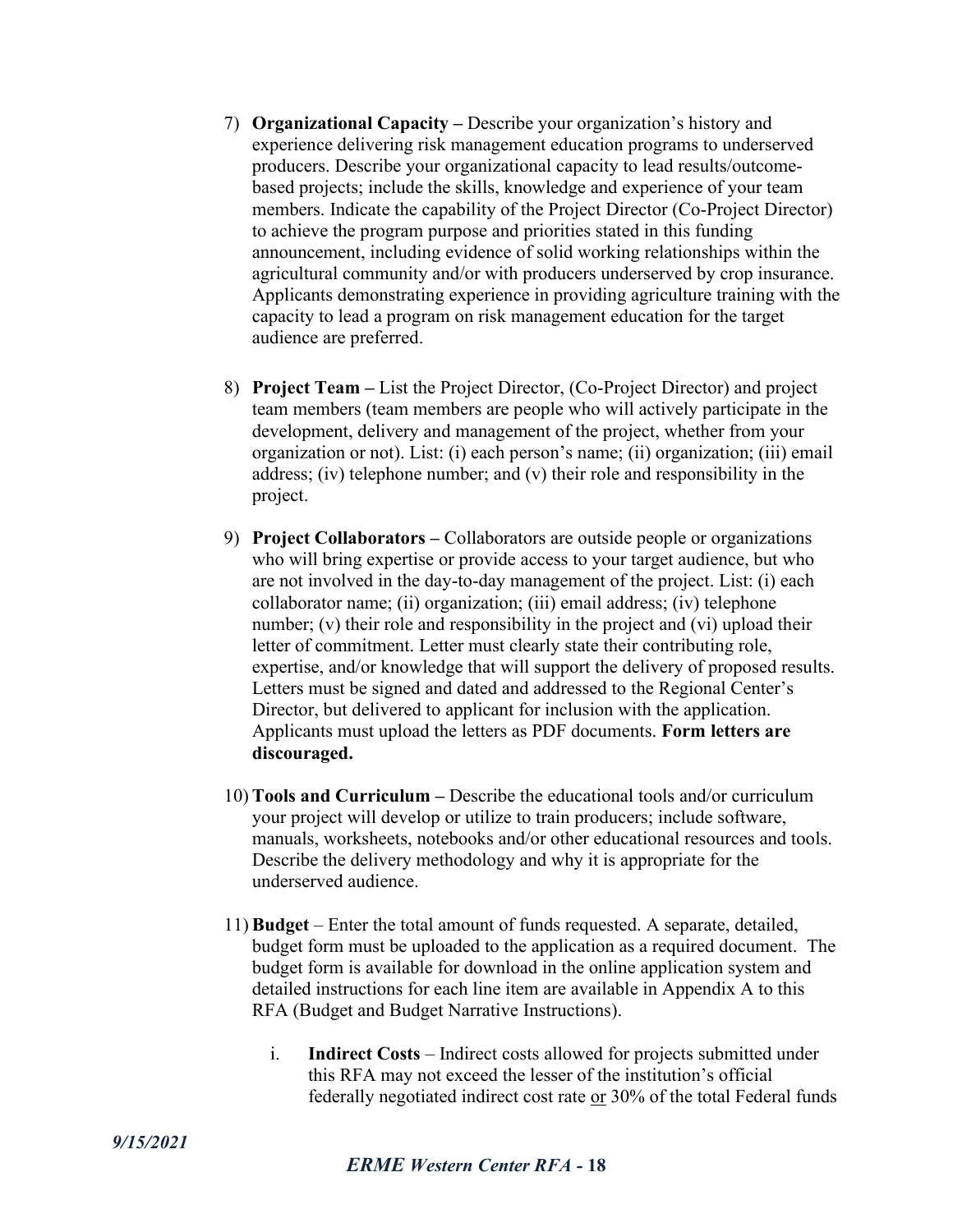7) **Organizational Capacity –** Describe your organization's history and experience delivering risk management education programs to underserved producers. Describe your organizational capacity to lead results/outcome-based projects; include the skills, knowledge and experience of your team members. Indicate the capability of the Project Director (Co-Project Director) to achieve the program purpose and priorities stated in this funding announcement, including evidence of solid working relationships within the agricultural community and/or with producers underserved by crop insurance. Applicants demonstrating experience in providing agriculture training with the capacity to lead a program on risk management education for the target audience are preferred.

8) **Project Team –** List the Project Director, (Co-Project Director) and project team members (team members are people who will actively participate in the development, delivery and management of the project, whether from your organization or not). List: (i) each person's name; (ii) organization; (iii) email address; (iv) telephone number; and (v) their role and responsibility in the project.

9) **Project Collaborators –** Collaborators are outside people or organizations who will bring expertise or provide access to your target audience, but who are not involved in the day-to-day management of the project. List: (i) each collaborator name; (ii) organization; (iii) email address; (iv) telephone number; (v) their role and responsibility in the project and (vi) upload their letter of commitment. Letter must clearly state their contributing role, expertise, and/or knowledge that will support the delivery of proposed results. Letters must be signed and dated and addressed to the Regional Center's Director, but delivered to applicant for inclusion with the application. Applicants must upload the letters as PDF documents. **Form letters are discouraged.**

10) **Tools and Curriculum –** Describe the educational tools and/or curriculum your project will develop or utilize to train producers; include software, manuals, worksheets, notebooks and/or other educational resources and tools. Describe the delivery methodology and why it is appropriate for the underserved audience.

11) **Budget** – Enter the total amount of funds requested. A separate, detailed, budget form must be uploaded to the application as a required document. The budget form is available for download in the online application system and detailed instructions for each line item are available in Appendix A to this RFA (Budget and Budget Narrative Instructions).

    i. **Indirect Costs** – Indirect costs allowed for projects submitted under this RFA may not exceed the lesser of the institution's official federally negotiated indirect cost rate or 30% of the total Federal funds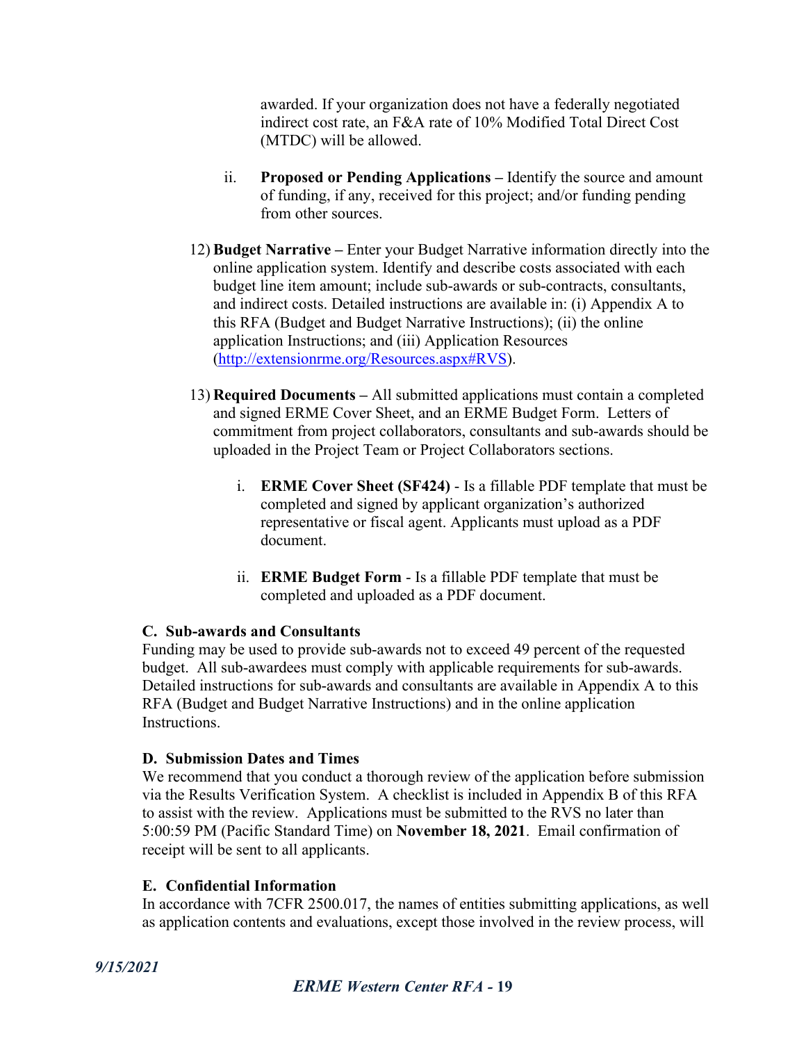awarded. If your organization does not have a federally negotiated indirect cost rate, an F&A rate of 10% Modified Total Direct Cost (MTDC) will be allowed.

ii. **Proposed or Pending Applications –** Identify the source and amount of funding, if any, received for this project; and/or funding pending from other sources.

12) **Budget Narrative –** Enter your Budget Narrative information directly into the online application system. Identify and describe costs associated with each budget line item amount; include sub-awards or sub-contracts, consultants, and indirect costs. Detailed instructions are available in: (i) Appendix A to this RFA (Budget and Budget Narrative Instructions); (ii) the online application Instructions; and (iii) Application Resources (http://extensionrme.org/Resources.aspx#RVS).

13) **Required Documents –** All submitted applications must contain a completed and signed ERME Cover Sheet, and an ERME Budget Form. Letters of commitment from project collaborators, consultants and sub-awards should be uploaded in the Project Team or Project Collaborators sections.

   i. **ERME Cover Sheet (SF424)** - Is a fillable PDF template that must be completed and signed by applicant organization's authorized representative or fiscal agent. Applicants must upload as a PDF document.

   ii. **ERME Budget Form** - Is a fillable PDF template that must be completed and uploaded as a PDF document.

### C. Sub-awards and Consultants

Funding may be used to provide sub-awards not to exceed 49 percent of the requested budget. All sub-awardees must comply with applicable requirements for sub-awards. Detailed instructions for sub-awards and consultants are available in Appendix A to this RFA (Budget and Budget Narrative Instructions) and in the online application Instructions.

### D. Submission Dates and Times

We recommend that you conduct a thorough review of the application before submission via the Results Verification System. A checklist is included in Appendix B of this RFA to assist with the review. Applications must be submitted to the RVS no later than 5:00:59 PM (Pacific Standard Time) on **November 18, 2021**. Email confirmation of receipt will be sent to all applicants.

### E. Confidential Information

In accordance with 7CFR 2500.017, the names of entities submitting applications, as well as application contents and evaluations, except those involved in the review process, will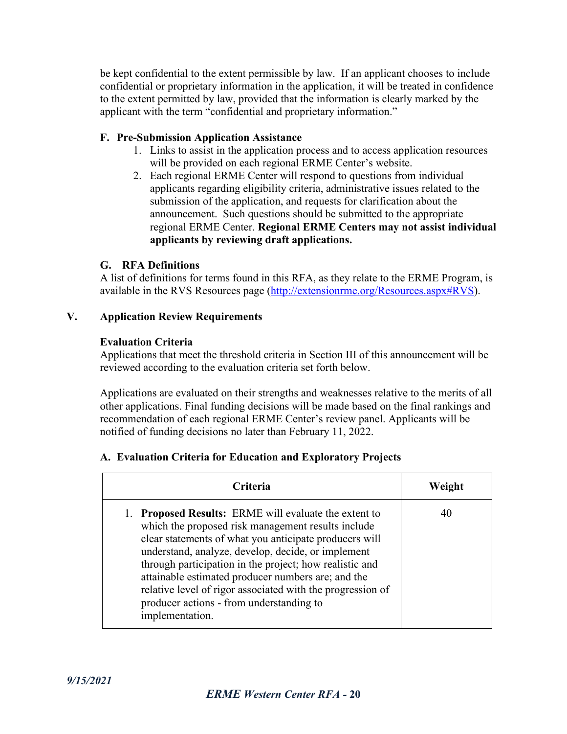be kept confidential to the extent permissible by law. If an applicant chooses to include confidential or proprietary information in the application, it will be treated in confidence to the extent permitted by law, provided that the information is clearly marked by the applicant with the term "confidential and proprietary information."

### F. Pre-Submission Application Assistance

1. Links to assist in the application process and to access application resources will be provided on each regional ERME Center's website.
2. Each regional ERME Center will respond to questions from individual applicants regarding eligibility criteria, administrative issues related to the submission of the application, and requests for clarification about the announcement. Such questions should be submitted to the appropriate regional ERME Center. **Regional ERME Centers may not assist individual applicants by reviewing draft applications.**

### G. RFA Definitions

A list of definitions for terms found in this RFA, as they relate to the ERME Program, is available in the RVS Resources page (http://extensionrme.org/Resources.aspx#RVS).

## V. Application Review Requirements

**Evaluation Criteria**

Applications that meet the threshold criteria in Section III of this announcement will be reviewed according to the evaluation criteria set forth below.

Applications are evaluated on their strengths and weaknesses relative to the merits of all other applications. Final funding decisions will be made based on the final rankings and recommendation of each regional ERME Center's review panel. Applicants will be notified of funding decisions no later than February 11, 2022.

### A. Evaluation Criteria for Education and Exploratory Projects

| Criteria | Weight |
|---|---|
| 1. **Proposed Results:** ERME will evaluate the extent to which the proposed risk management results include clear statements of what you anticipate producers will understand, analyze, develop, decide, or implement through participation in the project; how realistic and attainable estimated producer numbers are; and the relative level of rigor associated with the progression of producer actions - from understanding to implementation. | 40 |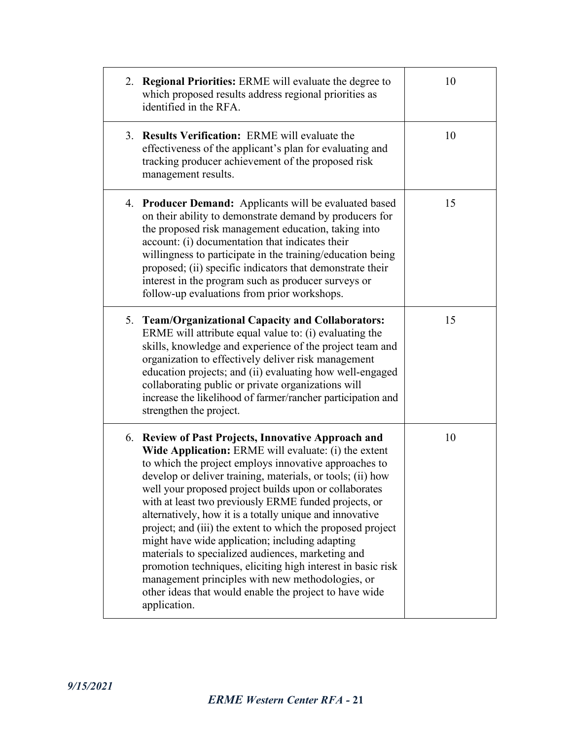| | |
|---|---|
| 2. **Regional Priorities:** ERME will evaluate the degree to which proposed results address regional priorities as identified in the RFA. | 10 |
| 3. **Results Verification:** ERME will evaluate the effectiveness of the applicant's plan for evaluating and tracking producer achievement of the proposed risk management results. | 10 |
| 4. **Producer Demand:** Applicants will be evaluated based on their ability to demonstrate demand by producers for the proposed risk management education, taking into account: (i) documentation that indicates their willingness to participate in the training/education being proposed; (ii) specific indicators that demonstrate their interest in the program such as producer surveys or follow-up evaluations from prior workshops. | 15 |
| 5. **Team/Organizational Capacity and Collaborators:** ERME will attribute equal value to: (i) evaluating the skills, knowledge and experience of the project team and organization to effectively deliver risk management education projects; and (ii) evaluating how well-engaged collaborating public or private organizations will increase the likelihood of farmer/rancher participation and strengthen the project. | 15 |
| 6. **Review of Past Projects, Innovative Approach and Wide Application:** ERME will evaluate: (i) the extent to which the project employs innovative approaches to develop or deliver training, materials, or tools; (ii) how well your proposed project builds upon or collaborates with at least two previously ERME funded projects, or alternatively, how it is a totally unique and innovative project; and (iii) the extent to which the proposed project might have wide application; including adapting materials to specialized audiences, marketing and promotion techniques, eliciting high interest in basic risk management principles with new methodologies, or other ideas that would enable the project to have wide application. | 10 |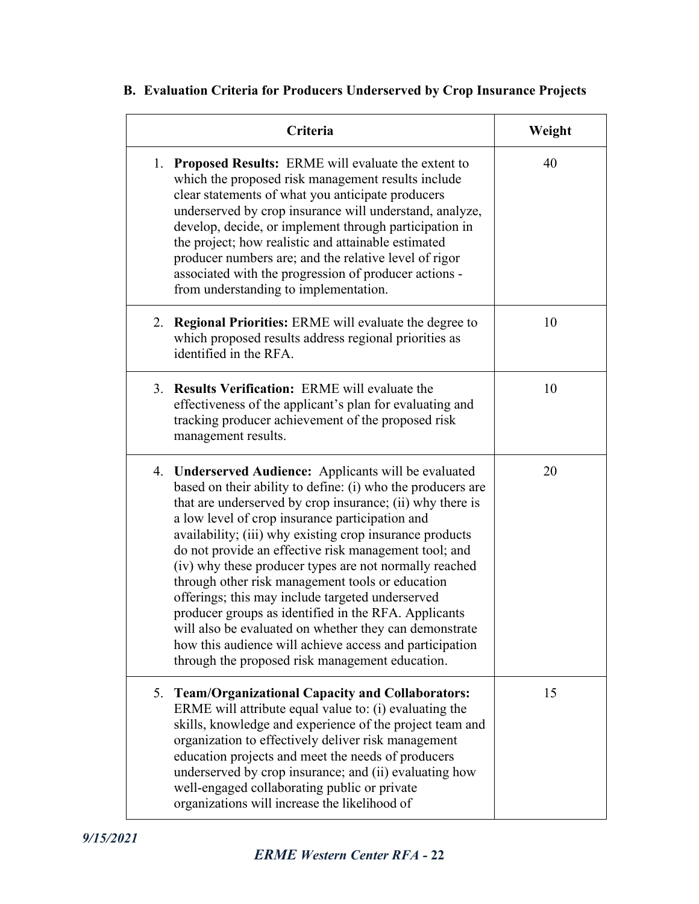### B. Evaluation Criteria for Producers Underserved by Crop Insurance Projects

| Criteria | Weight |
|---|---|
| 1. **Proposed Results:** ERME will evaluate the extent to which the proposed risk management results include clear statements of what you anticipate producers underserved by crop insurance will understand, analyze, develop, decide, or implement through participation in the project; how realistic and attainable estimated producer numbers are; and the relative level of rigor associated with the progression of producer actions - from understanding to implementation. | 40 |
| 2. **Regional Priorities:** ERME will evaluate the degree to which proposed results address regional priorities as identified in the RFA. | 10 |
| 3. **Results Verification:** ERME will evaluate the effectiveness of the applicant's plan for evaluating and tracking producer achievement of the proposed risk management results. | 10 |
| 4. **Underserved Audience:** Applicants will be evaluated based on their ability to define: (i) who the producers are that are underserved by crop insurance; (ii) why there is a low level of crop insurance participation and availability; (iii) why existing crop insurance products do not provide an effective risk management tool; and (iv) why these producer types are not normally reached through other risk management tools or education offerings; this may include targeted underserved producer groups as identified in the RFA. Applicants will also be evaluated on whether they can demonstrate how this audience will achieve access and participation through the proposed risk management education. | 20 |
| 5. **Team/Organizational Capacity and Collaborators:** ERME will attribute equal value to: (i) evaluating the skills, knowledge and experience of the project team and organization to effectively deliver risk management education projects and meet the needs of producers underserved by crop insurance; and (ii) evaluating how well-engaged collaborating public or private organizations will increase the likelihood of | 15 |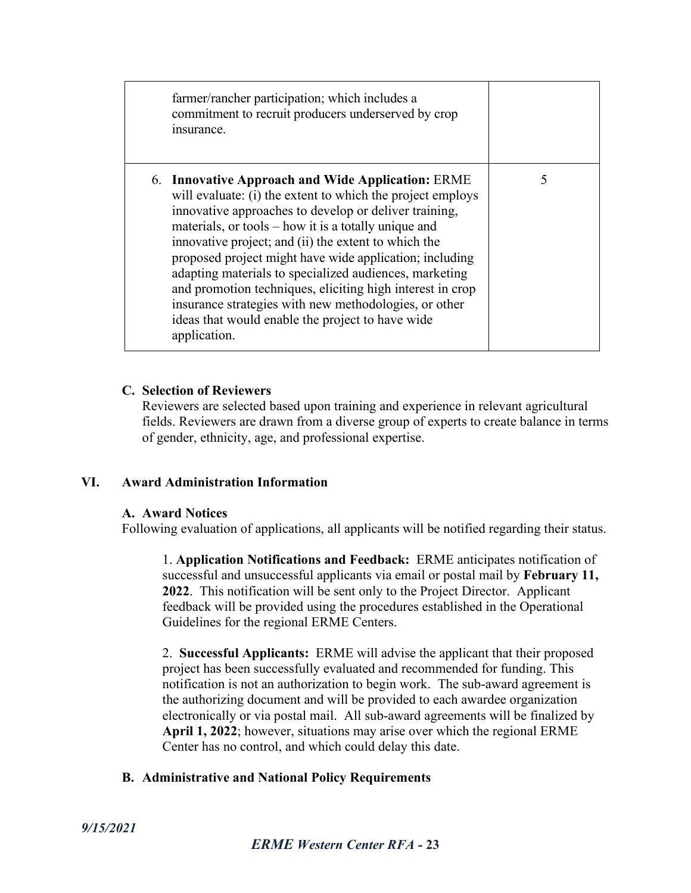| | |
|---|---|
| farmer/rancher participation; which includes a commitment to recruit producers underserved by crop insurance. | |
| 6. **Innovative Approach and Wide Application:** ERME will evaluate: (i) the extent to which the project employs innovative approaches to develop or deliver training, materials, or tools – how it is a totally unique and innovative project; and (ii) the extent to which the proposed project might have wide application; including adapting materials to specialized audiences, marketing and promotion techniques, eliciting high interest in crop insurance strategies with new methodologies, or other ideas that would enable the project to have wide application. | 5 |

### C. Selection of Reviewers

Reviewers are selected based upon training and experience in relevant agricultural fields. Reviewers are drawn from a diverse group of experts to create balance in terms of gender, ethnicity, age, and professional expertise.

## VI. Award Administration Information

### A. Award Notices

Following evaluation of applications, all applicants will be notified regarding their status.

1. **Application Notifications and Feedback:** ERME anticipates notification of successful and unsuccessful applicants via email or postal mail by **February 11, 2022**. This notification will be sent only to the Project Director. Applicant feedback will be provided using the procedures established in the Operational Guidelines for the regional ERME Centers.

2. **Successful Applicants:** ERME will advise the applicant that their proposed project has been successfully evaluated and recommended for funding. This notification is not an authorization to begin work. The sub-award agreement is the authorizing document and will be provided to each awardee organization electronically or via postal mail. All sub-award agreements will be finalized by **April 1, 2022**; however, situations may arise over which the regional ERME Center has no control, and which could delay this date.

### B. Administrative and National Policy Requirements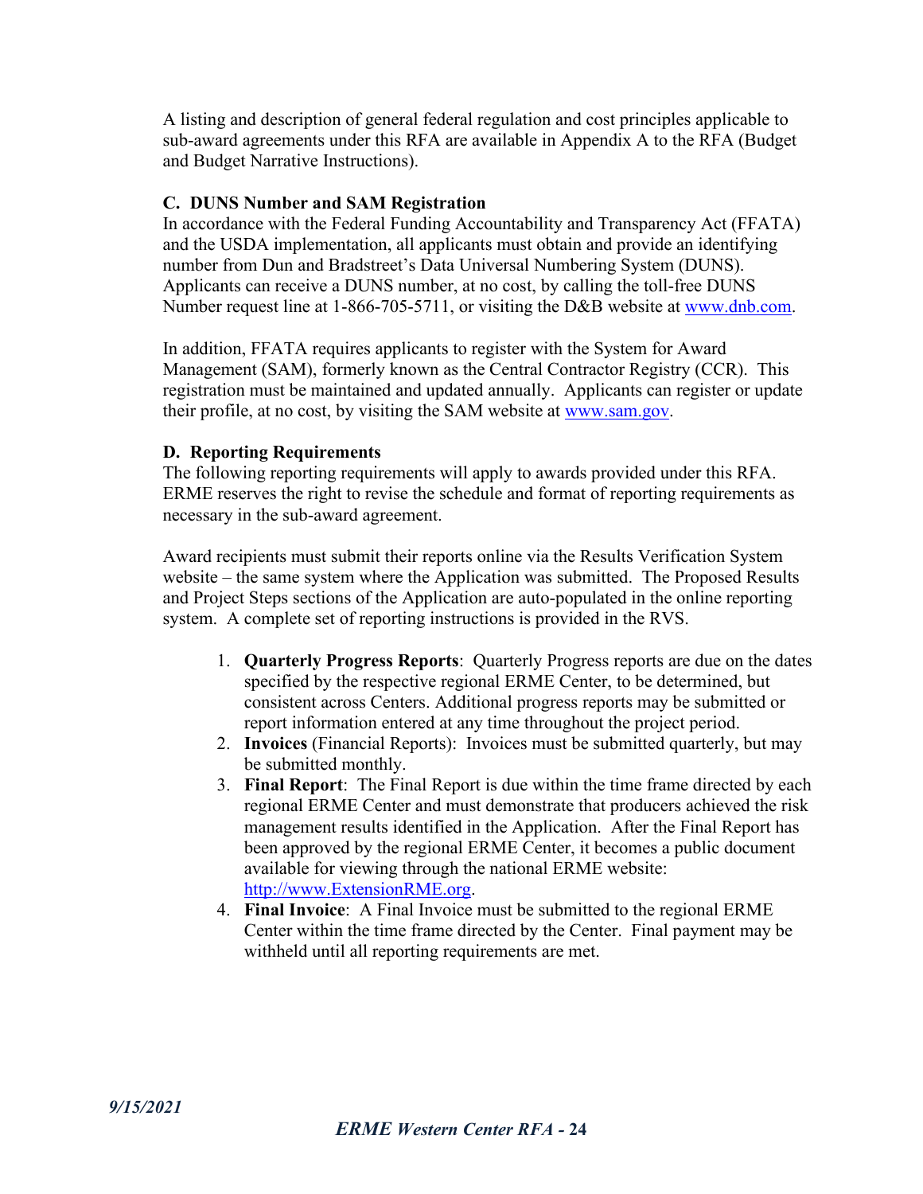A listing and description of general federal regulation and cost principles applicable to sub-award agreements under this RFA are available in Appendix A to the RFA (Budget and Budget Narrative Instructions).

### C. DUNS Number and SAM Registration

In accordance with the Federal Funding Accountability and Transparency Act (FFATA) and the USDA implementation, all applicants must obtain and provide an identifying number from Dun and Bradstreet's Data Universal Numbering System (DUNS). Applicants can receive a DUNS number, at no cost, by calling the toll-free DUNS Number request line at 1-866-705-5711, or visiting the D&B website at www.dnb.com.

In addition, FFATA requires applicants to register with the System for Award Management (SAM), formerly known as the Central Contractor Registry (CCR). This registration must be maintained and updated annually. Applicants can register or update their profile, at no cost, by visiting the SAM website at www.sam.gov.

### D. Reporting Requirements

The following reporting requirements will apply to awards provided under this RFA. ERME reserves the right to revise the schedule and format of reporting requirements as necessary in the sub-award agreement.

Award recipients must submit their reports online via the Results Verification System website – the same system where the Application was submitted. The Proposed Results and Project Steps sections of the Application are auto-populated in the online reporting system. A complete set of reporting instructions is provided in the RVS.

1. **Quarterly Progress Reports**: Quarterly Progress reports are due on the dates specified by the respective regional ERME Center, to be determined, but consistent across Centers. Additional progress reports may be submitted or report information entered at any time throughout the project period.
2. **Invoices** (Financial Reports): Invoices must be submitted quarterly, but may be submitted monthly.
3. **Final Report**: The Final Report is due within the time frame directed by each regional ERME Center and must demonstrate that producers achieved the risk management results identified in the Application. After the Final Report has been approved by the regional ERME Center, it becomes a public document available for viewing through the national ERME website: http://www.ExtensionRME.org.
4. **Final Invoice**: A Final Invoice must be submitted to the regional ERME Center within the time frame directed by the Center. Final payment may be withheld until all reporting requirements are met.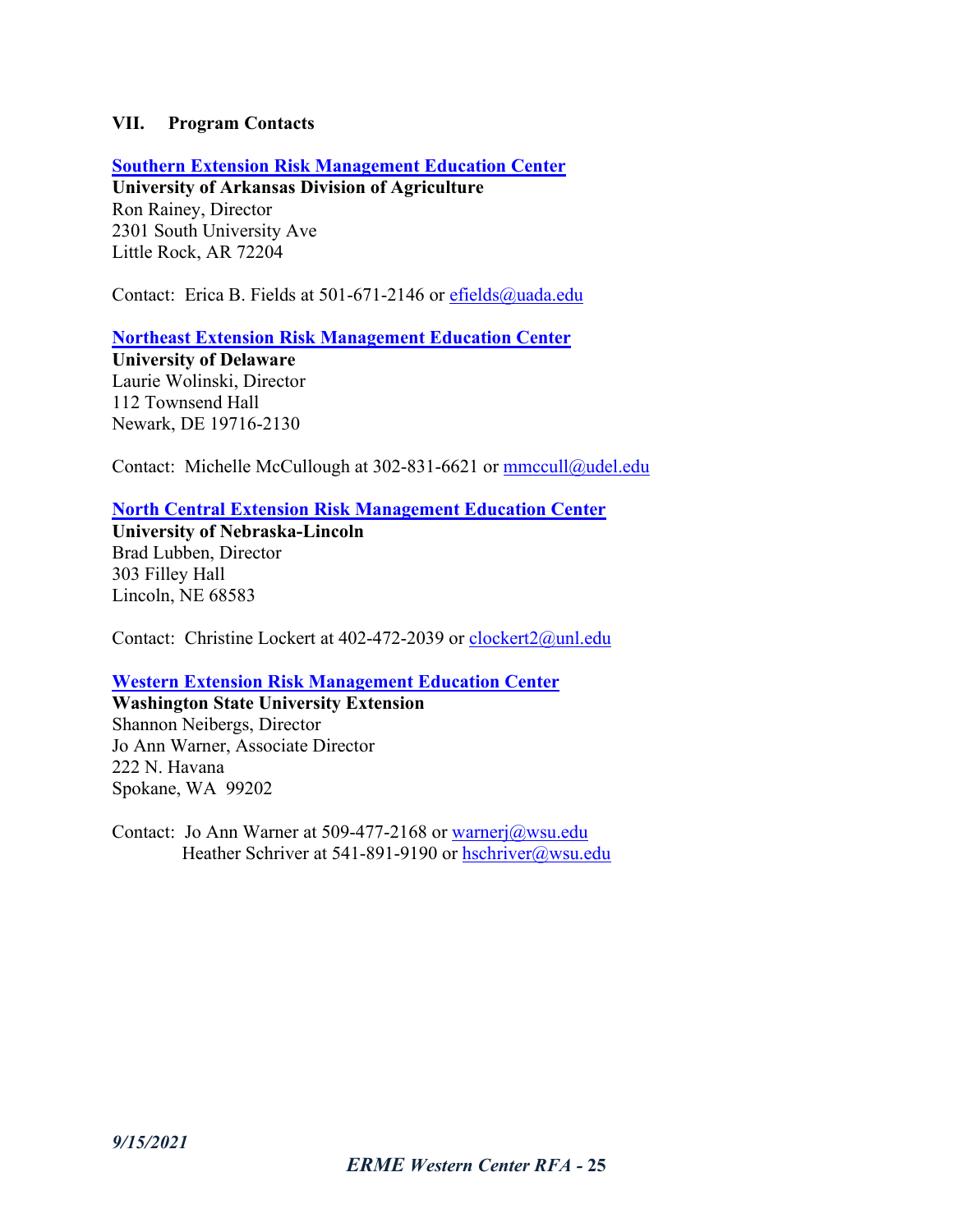## VII. Program Contacts

**Southern Extension Risk Management Education Center**
**University of Arkansas Division of Agriculture**
Ron Rainey, Director
2301 South University Ave
Little Rock, AR 72204

Contact: Erica B. Fields at 501-671-2146 or efields@uada.edu

**Northeast Extension Risk Management Education Center**
**University of Delaware**
Laurie Wolinski, Director
112 Townsend Hall
Newark, DE 19716-2130

Contact: Michelle McCullough at 302-831-6621 or mmccull@udel.edu

**North Central Extension Risk Management Education Center**
**University of Nebraska-Lincoln**
Brad Lubben, Director
303 Filley Hall
Lincoln, NE 68583

Contact: Christine Lockert at 402-472-2039 or clockert2@unl.edu

**Western Extension Risk Management Education Center**
**Washington State University Extension**
Shannon Neibergs, Director
Jo Ann Warner, Associate Director
222 N. Havana
Spokane, WA 99202

Contact: Jo Ann Warner at 509-477-2168 or warnerj@wsu.edu
Heather Schriver at 541-891-9190 or hschriver@wsu.edu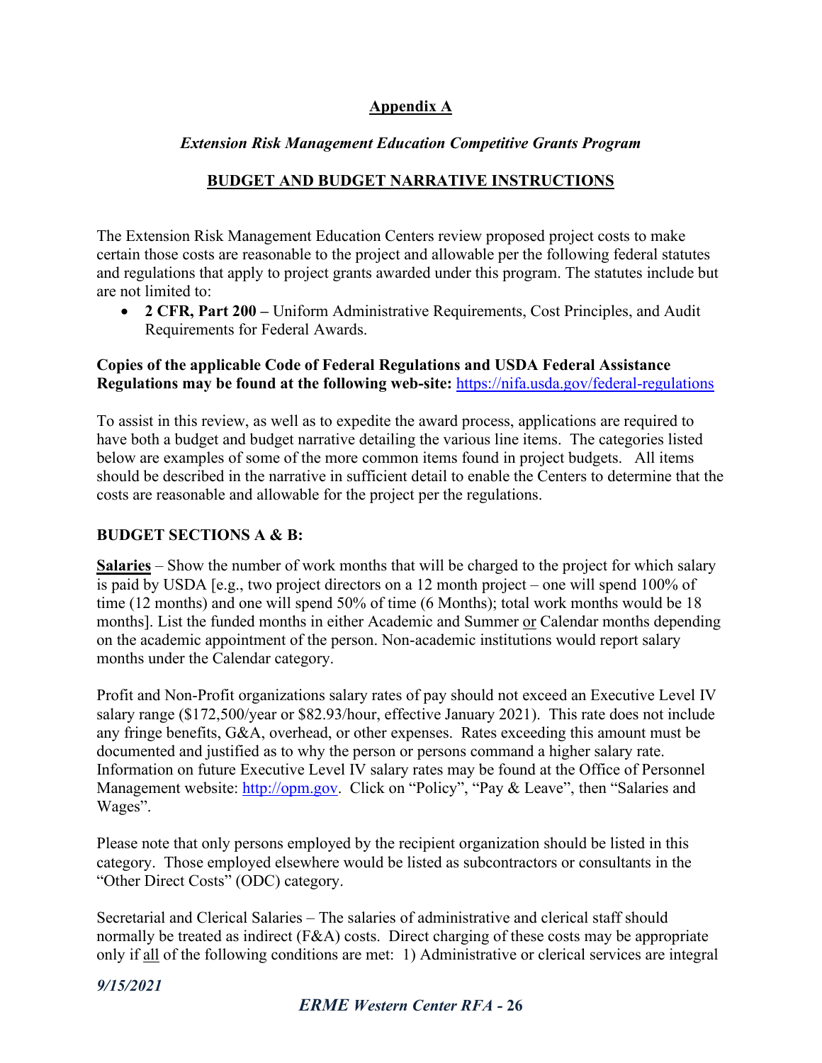## Appendix A

### *Extension Risk Management Education Competitive Grants Program*

### BUDGET AND BUDGET NARRATIVE INSTRUCTIONS

The Extension Risk Management Education Centers review proposed project costs to make certain those costs are reasonable to the project and allowable per the following federal statutes and regulations that apply to project grants awarded under this program. The statutes include but are not limited to:

- **2 CFR, Part 200 –** Uniform Administrative Requirements, Cost Principles, and Audit Requirements for Federal Awards.

**Copies of the applicable Code of Federal Regulations and USDA Federal Assistance Regulations may be found at the following web-site:** https://nifa.usda.gov/federal-regulations

To assist in this review, as well as to expedite the award process, applications are required to have both a budget and budget narrative detailing the various line items. The categories listed below are examples of some of the more common items found in project budgets. All items should be described in the narrative in sufficient detail to enable the Centers to determine that the costs are reasonable and allowable for the project per the regulations.

**BUDGET SECTIONS A & B:**

**Salaries** – Show the number of work months that will be charged to the project for which salary is paid by USDA [e.g., two project directors on a 12 month project – one will spend 100% of time (12 months) and one will spend 50% of time (6 Months); total work months would be 18 months]. List the funded months in either Academic and Summer or Calendar months depending on the academic appointment of the person. Non-academic institutions would report salary months under the Calendar category.

Profit and Non-Profit organizations salary rates of pay should not exceed an Executive Level IV salary range ($172,500/year or $82.93/hour, effective January 2021). This rate does not include any fringe benefits, G&A, overhead, or other expenses. Rates exceeding this amount must be documented and justified as to why the person or persons command a higher salary rate. Information on future Executive Level IV salary rates may be found at the Office of Personnel Management website: http://opm.gov. Click on "Policy", "Pay & Leave", then "Salaries and Wages".

Please note that only persons employed by the recipient organization should be listed in this category. Those employed elsewhere would be listed as subcontractors or consultants in the "Other Direct Costs" (ODC) category.

Secretarial and Clerical Salaries – The salaries of administrative and clerical staff should normally be treated as indirect (F&A) costs. Direct charging of these costs may be appropriate only if all of the following conditions are met: 1) Administrative or clerical services are integral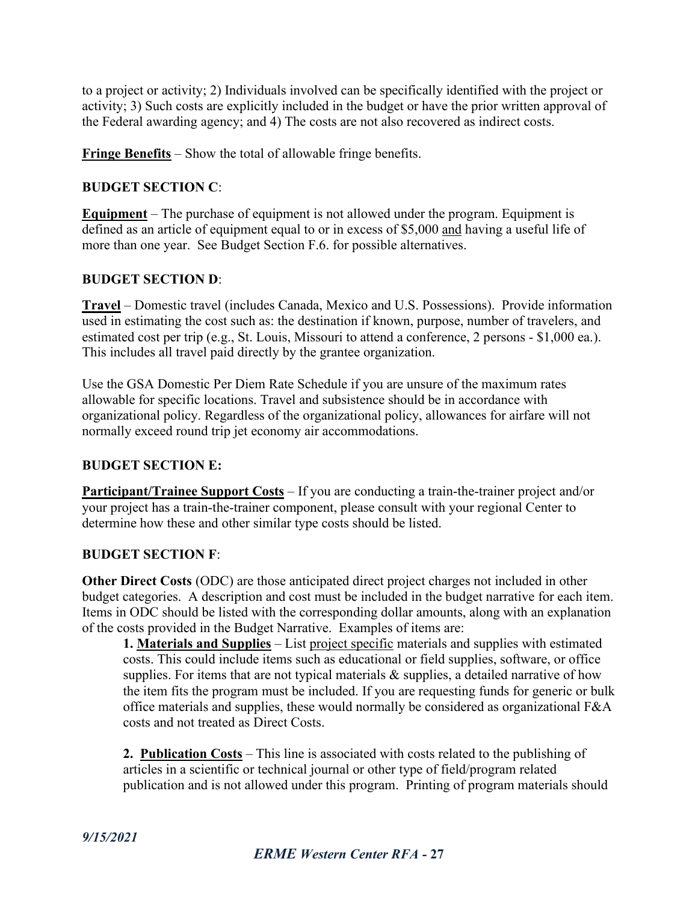to a project or activity; 2) Individuals involved can be specifically identified with the project or activity; 3) Such costs are explicitly included in the budget or have the prior written approval of the Federal awarding agency; and 4) The costs are not also recovered as indirect costs.

**Fringe Benefits** – Show the total of allowable fringe benefits.

**BUDGET SECTION C**:

**Equipment** – The purchase of equipment is not allowed under the program. Equipment is defined as an article of equipment equal to or in excess of $5,000 and having a useful life of more than one year. See Budget Section F.6. for possible alternatives.

**BUDGET SECTION D**:

**Travel** – Domestic travel (includes Canada, Mexico and U.S. Possessions). Provide information used in estimating the cost such as: the destination if known, purpose, number of travelers, and estimated cost per trip (e.g., St. Louis, Missouri to attend a conference, 2 persons - $1,000 ea.). This includes all travel paid directly by the grantee organization.

Use the GSA Domestic Per Diem Rate Schedule if you are unsure of the maximum rates allowable for specific locations. Travel and subsistence should be in accordance with organizational policy. Regardless of the organizational policy, allowances for airfare will not normally exceed round trip jet economy air accommodations.

**BUDGET SECTION E:**

**Participant/Trainee Support Costs** – If you are conducting a train-the-trainer project and/or your project has a train-the-trainer component, please consult with your regional Center to determine how these and other similar type costs should be listed.

**BUDGET SECTION F**:

**Other Direct Costs** (ODC) are those anticipated direct project charges not included in other budget categories. A description and cost must be included in the budget narrative for each item. Items in ODC should be listed with the corresponding dollar amounts, along with an explanation of the costs provided in the Budget Narrative. Examples of items are:

**1. Materials and Supplies** – List project specific materials and supplies with estimated costs. This could include items such as educational or field supplies, software, or office supplies. For items that are not typical materials & supplies, a detailed narrative of how the item fits the program must be included. If you are requesting funds for generic or bulk office materials and supplies, these would normally be considered as organizational F&A costs and not treated as Direct Costs.

**2. Publication Costs** – This line is associated with costs related to the publishing of articles in a scientific or technical journal or other type of field/program related publication and is not allowed under this program. Printing of program materials should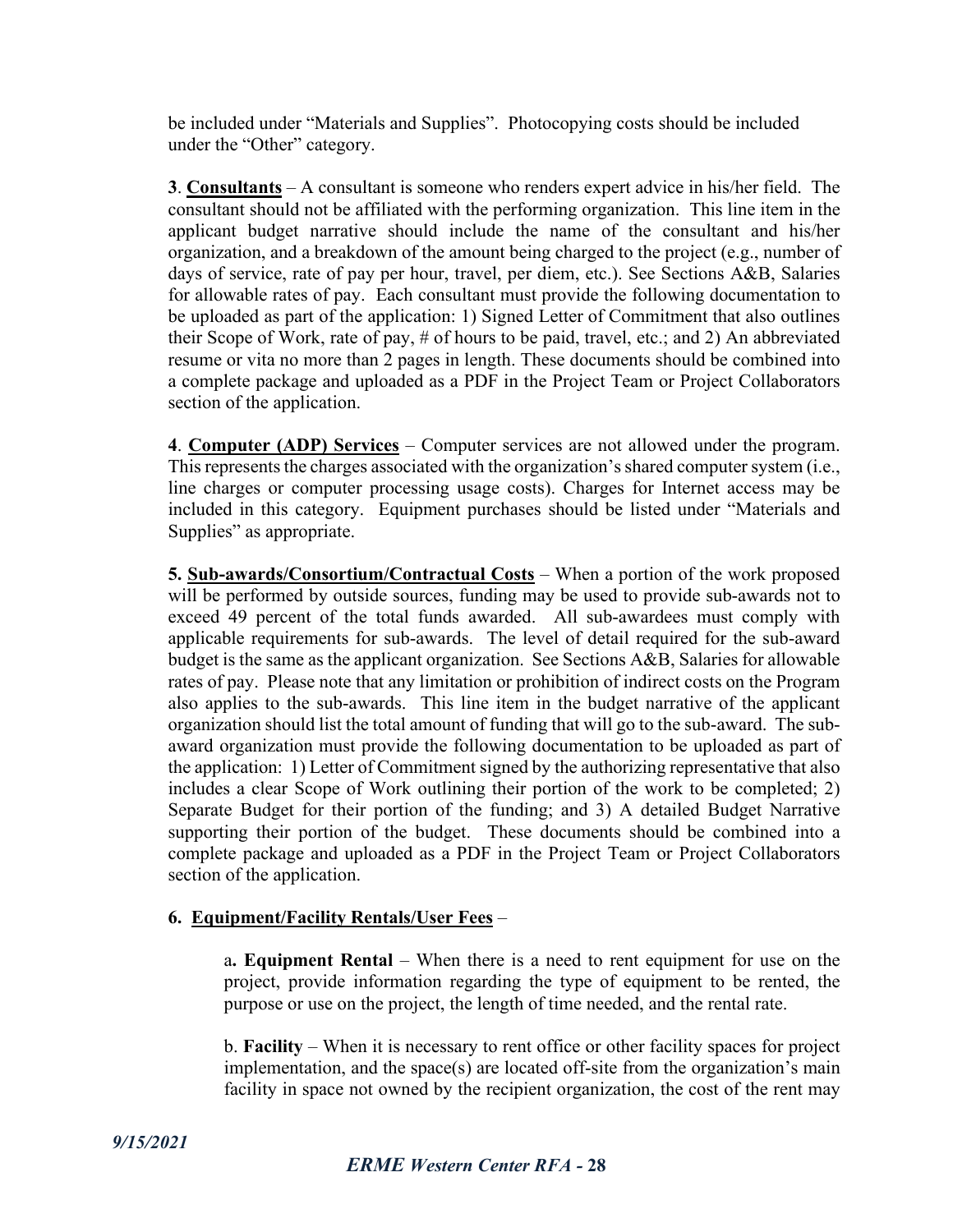be included under "Materials and Supplies". Photocopying costs should be included under the "Other" category.

**3**. **<u>Consultants</u>** – A consultant is someone who renders expert advice in his/her field. The consultant should not be affiliated with the performing organization. This line item in the applicant budget narrative should include the name of the consultant and his/her organization, and a breakdown of the amount being charged to the project (e.g., number of days of service, rate of pay per hour, travel, per diem, etc.). See Sections A&B, Salaries for allowable rates of pay. Each consultant must provide the following documentation to be uploaded as part of the application: 1) Signed Letter of Commitment that also outlines their Scope of Work, rate of pay, # of hours to be paid, travel, etc.; and 2) An abbreviated resume or vita no more than 2 pages in length. These documents should be combined into a complete package and uploaded as a PDF in the Project Team or Project Collaborators section of the application.

**4**. **<u>Computer (ADP) Services</u>** – Computer services are not allowed under the program. This represents the charges associated with the organization's shared computer system (i.e., line charges or computer processing usage costs). Charges for Internet access may be included in this category. Equipment purchases should be listed under "Materials and Supplies" as appropriate.

**5. <u>Sub-awards/Consortium/Contractual Costs</u>** – When a portion of the work proposed will be performed by outside sources, funding may be used to provide sub-awards not to exceed 49 percent of the total funds awarded. All sub-awardees must comply with applicable requirements for sub-awards. The level of detail required for the sub-award budget is the same as the applicant organization. See Sections A&B, Salaries for allowable rates of pay. Please note that any limitation or prohibition of indirect costs on the Program also applies to the sub-awards. This line item in the budget narrative of the applicant organization should list the total amount of funding that will go to the sub-award. The sub-award organization must provide the following documentation to be uploaded as part of the application: 1) Letter of Commitment signed by the authorizing representative that also includes a clear Scope of Work outlining their portion of the work to be completed; 2) Separate Budget for their portion of the funding; and 3) A detailed Budget Narrative supporting their portion of the budget. These documents should be combined into a complete package and uploaded as a PDF in the Project Team or Project Collaborators section of the application.

**6. <u>Equipment/Facility Rentals/User Fees</u>** –

a**. Equipment Rental** – When there is a need to rent equipment for use on the project, provide information regarding the type of equipment to be rented, the purpose or use on the project, the length of time needed, and the rental rate.

b. **Facility** – When it is necessary to rent office or other facility spaces for project implementation, and the space(s) are located off-site from the organization's main facility in space not owned by the recipient organization, the cost of the rent may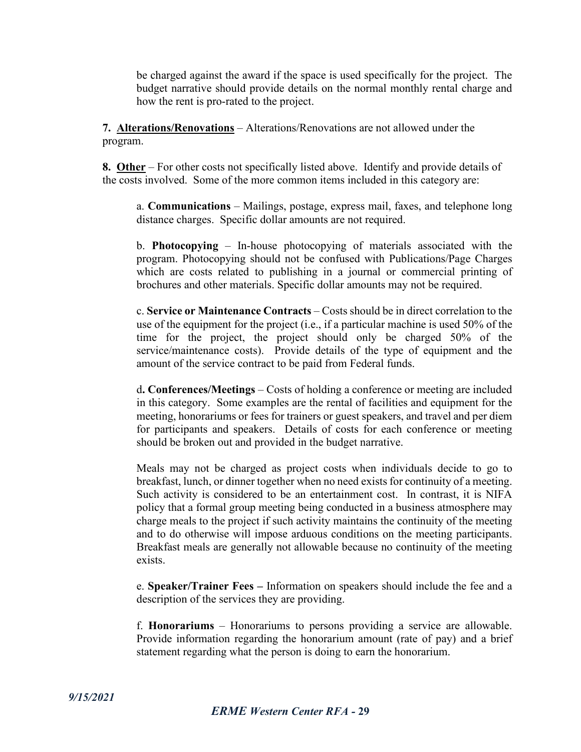be charged against the award if the space is used specifically for the project. The budget narrative should provide details on the normal monthly rental charge and how the rent is pro-rated to the project.

**7. <u>Alterations/Renovations</u>** – Alterations/Renovations are not allowed under the program.

**8. <u>Other</u>** – For other costs not specifically listed above. Identify and provide details of the costs involved. Some of the more common items included in this category are:

a. **Communications** – Mailings, postage, express mail, faxes, and telephone long distance charges. Specific dollar amounts are not required.

b. **Photocopying** – In-house photocopying of materials associated with the program. Photocopying should not be confused with Publications/Page Charges which are costs related to publishing in a journal or commercial printing of brochures and other materials. Specific dollar amounts may not be required.

c. **Service or Maintenance Contracts** – Costs should be in direct correlation to the use of the equipment for the project (i.e., if a particular machine is used 50% of the time for the project, the project should only be charged 50% of the service/maintenance costs). Provide details of the type of equipment and the amount of the service contract to be paid from Federal funds.

d**. Conferences/Meetings** – Costs of holding a conference or meeting are included in this category. Some examples are the rental of facilities and equipment for the meeting, honorariums or fees for trainers or guest speakers, and travel and per diem for participants and speakers. Details of costs for each conference or meeting should be broken out and provided in the budget narrative.

Meals may not be charged as project costs when individuals decide to go to breakfast, lunch, or dinner together when no need exists for continuity of a meeting. Such activity is considered to be an entertainment cost. In contrast, it is NIFA policy that a formal group meeting being conducted in a business atmosphere may charge meals to the project if such activity maintains the continuity of the meeting and to do otherwise will impose arduous conditions on the meeting participants. Breakfast meals are generally not allowable because no continuity of the meeting exists.

e. **Speaker/Trainer Fees –** Information on speakers should include the fee and a description of the services they are providing.

f. **Honorariums** – Honorariums to persons providing a service are allowable. Provide information regarding the honorarium amount (rate of pay) and a brief statement regarding what the person is doing to earn the honorarium.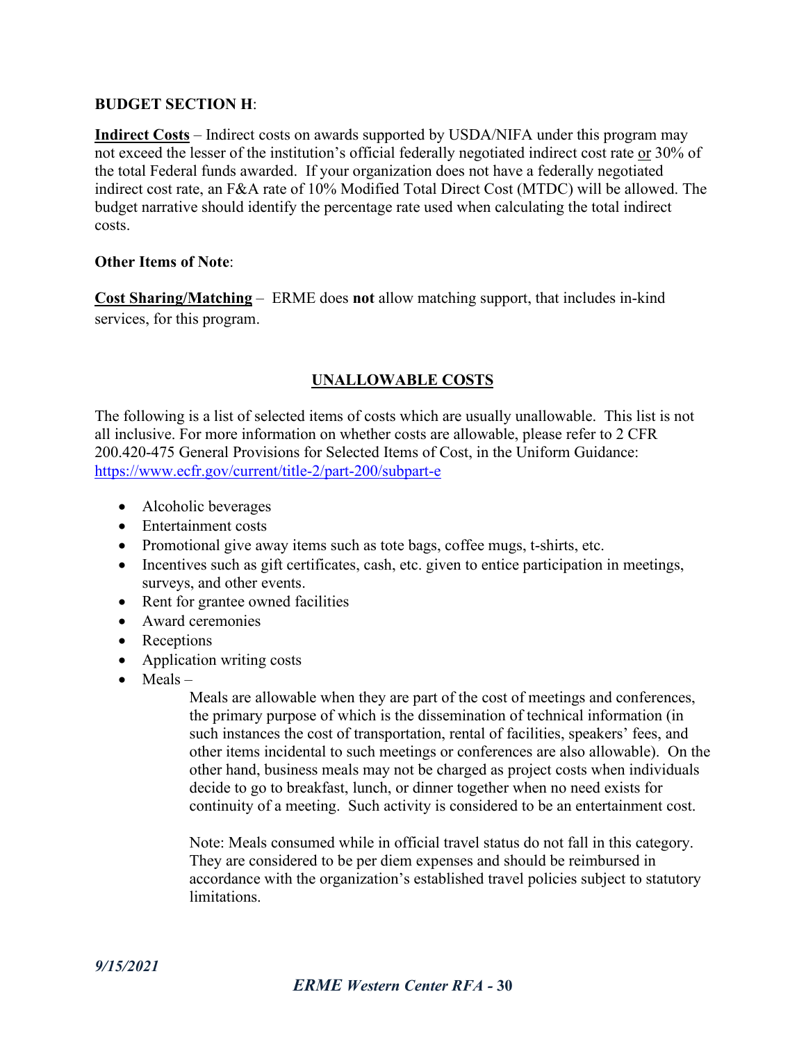**BUDGET SECTION H**:

**Indirect Costs** – Indirect costs on awards supported by USDA/NIFA under this program may not exceed the lesser of the institution's official federally negotiated indirect cost rate or 30% of the total Federal funds awarded. If your organization does not have a federally negotiated indirect cost rate, an F&A rate of 10% Modified Total Direct Cost (MTDC) will be allowed. The budget narrative should identify the percentage rate used when calculating the total indirect costs.

**Other Items of Note**:

**Cost Sharing/Matching** – ERME does **not** allow matching support, that includes in-kind services, for this program.

## UNALLOWABLE COSTS

The following is a list of selected items of costs which are usually unallowable. This list is not all inclusive. For more information on whether costs are allowable, please refer to 2 CFR 200.420-475 General Provisions for Selected Items of Cost, in the Uniform Guidance: https://www.ecfr.gov/current/title-2/part-200/subpart-e

- Alcoholic beverages
- Entertainment costs
- Promotional give away items such as tote bags, coffee mugs, t-shirts, etc.
- Incentives such as gift certificates, cash, etc. given to entice participation in meetings, surveys, and other events.
- Rent for grantee owned facilities
- Award ceremonies
- Receptions
- Application writing costs
- Meals –

  Meals are allowable when they are part of the cost of meetings and conferences, the primary purpose of which is the dissemination of technical information (in such instances the cost of transportation, rental of facilities, speakers' fees, and other items incidental to such meetings or conferences are also allowable). On the other hand, business meals may not be charged as project costs when individuals decide to go to breakfast, lunch, or dinner together when no need exists for continuity of a meeting. Such activity is considered to be an entertainment cost.

  Note: Meals consumed while in official travel status do not fall in this category. They are considered to be per diem expenses and should be reimbursed in accordance with the organization's established travel policies subject to statutory limitations.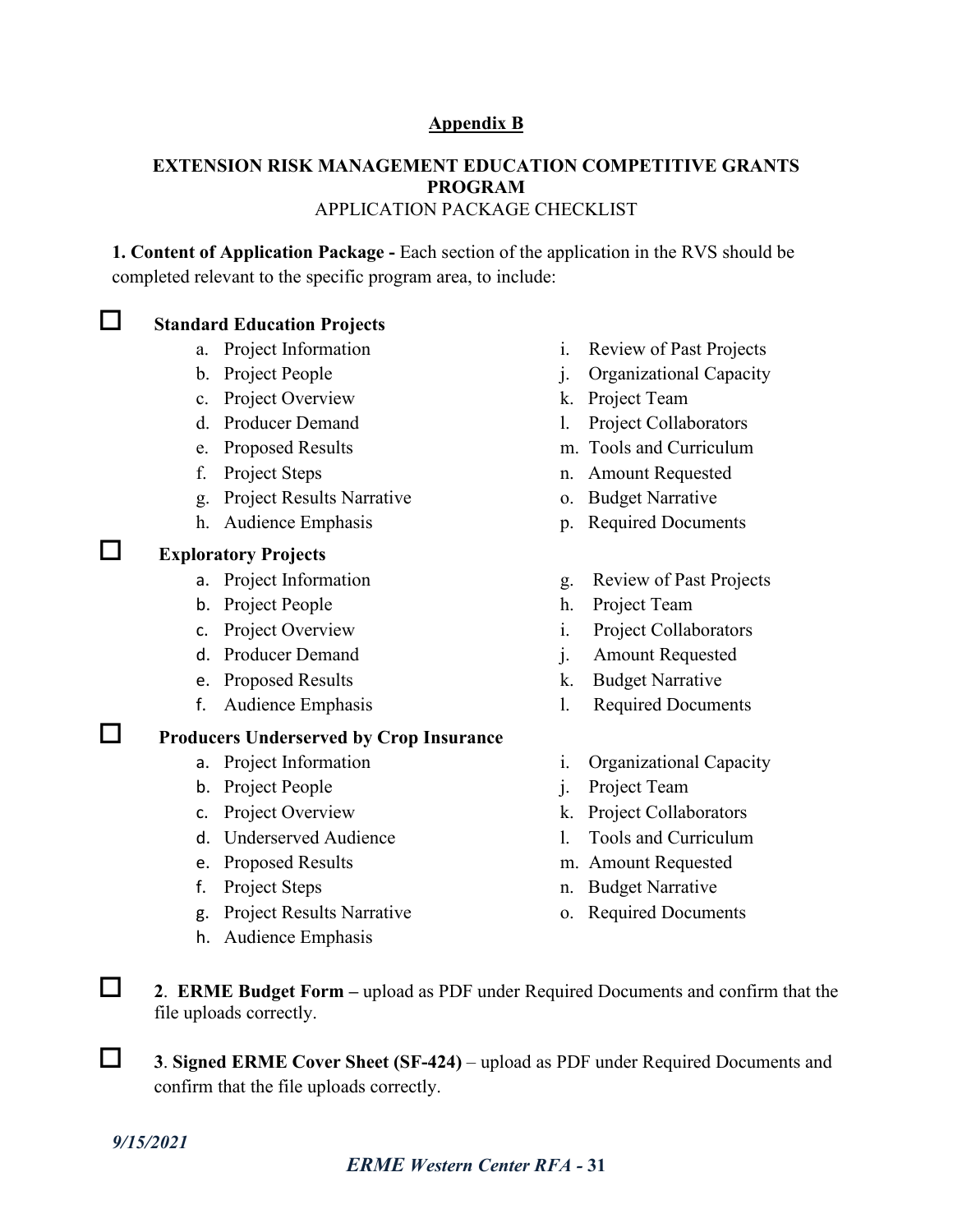## Appendix B

### EXTENSION RISK MANAGEMENT EDUCATION COMPETITIVE GRANTS PROGRAM
APPLICATION PACKAGE CHECKLIST

**1. Content of Application Package -** Each section of the application in the RVS should be completed relevant to the specific program area, to include:

☐ **Standard Education Projects**

- a. Project Information
- b. Project People
- c. Project Overview
- d. Producer Demand
- e. Proposed Results
- f. Project Steps
- g. Project Results Narrative
- h. Audience Emphasis
- i. Review of Past Projects
- j. Organizational Capacity
- k. Project Team
- l. Project Collaborators
- m. Tools and Curriculum
- n. Amount Requested
- o. Budget Narrative
- p. Required Documents

☐ **Exploratory Projects**

- a. Project Information
- b. Project People
- c. Project Overview
- d. Producer Demand
- e. Proposed Results
- f. Audience Emphasis
- g. Review of Past Projects
- h. Project Team
- i. Project Collaborators
- j. Amount Requested
- k. Budget Narrative
- l. Required Documents

☐ **Producers Underserved by Crop Insurance**

- a. Project Information
- b. Project People
- c. Project Overview
- d. Underserved Audience
- e. Proposed Results
- f. Project Steps
- g. Project Results Narrative
- h. Audience Emphasis
- i. Organizational Capacity
- j. Project Team
- k. Project Collaborators
- l. Tools and Curriculum
- m. Amount Requested
- n. Budget Narrative
- o. Required Documents

☐ **2**. **ERME Budget Form –** upload as PDF under Required Documents and confirm that the file uploads correctly.

☐ **3**. **Signed ERME Cover Sheet (SF-424)** – upload as PDF under Required Documents and confirm that the file uploads correctly.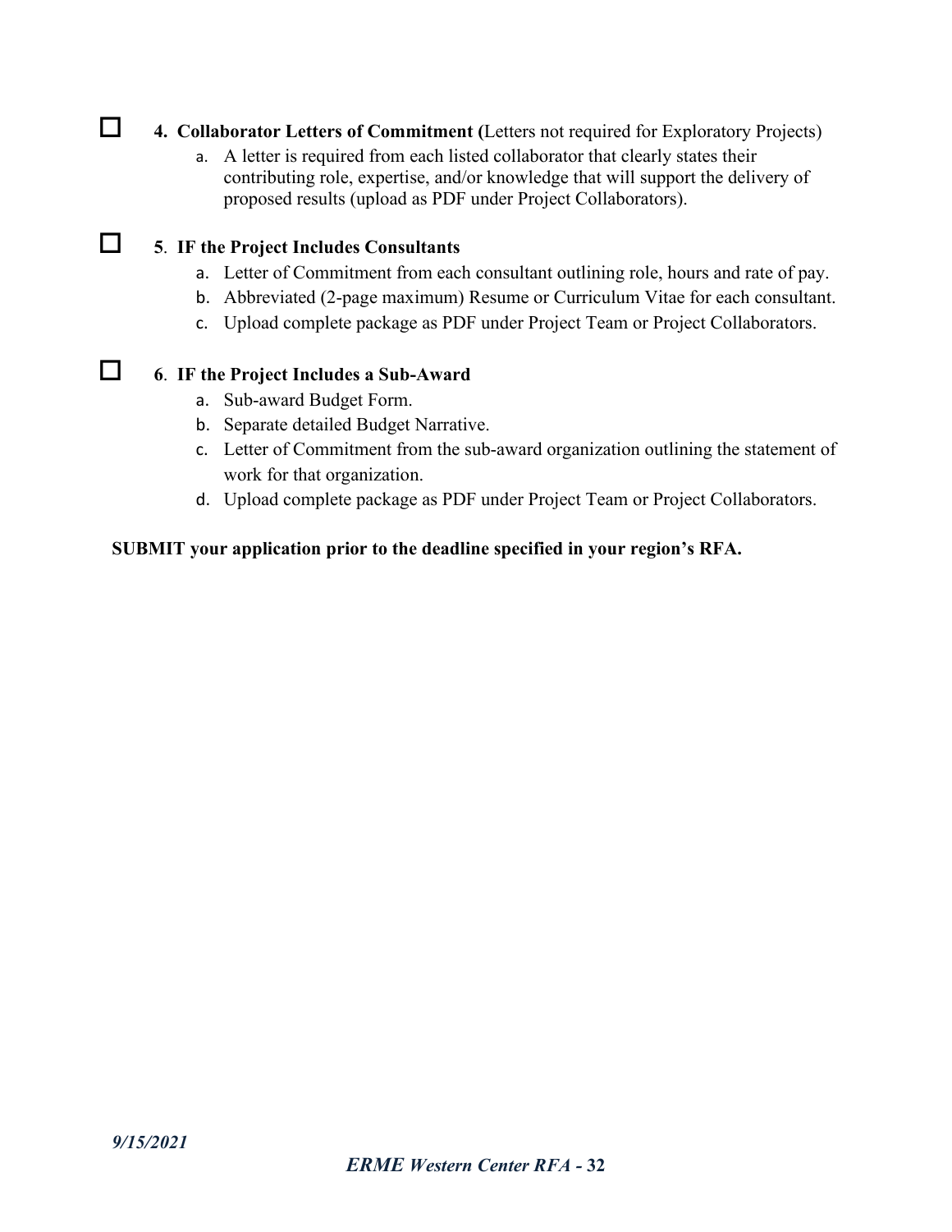- ☐ **4. Collaborator Letters of Commitment (**Letters not required for Exploratory Projects)
  - a. A letter is required from each listed collaborator that clearly states their contributing role, expertise, and/or knowledge that will support the delivery of proposed results (upload as PDF under Project Collaborators).

- ☐ **5**. **IF the Project Includes Consultants**
  - a. Letter of Commitment from each consultant outlining role, hours and rate of pay.
  - b. Abbreviated (2-page maximum) Resume or Curriculum Vitae for each consultant.
  - c. Upload complete package as PDF under Project Team or Project Collaborators.

- ☐ **6**. **IF the Project Includes a Sub-Award**
  - a. Sub-award Budget Form.
  - b. Separate detailed Budget Narrative.
  - c. Letter of Commitment from the sub-award organization outlining the statement of work for that organization.
  - d. Upload complete package as PDF under Project Team or Project Collaborators.

**SUBMIT your application prior to the deadline specified in your region's RFA.**